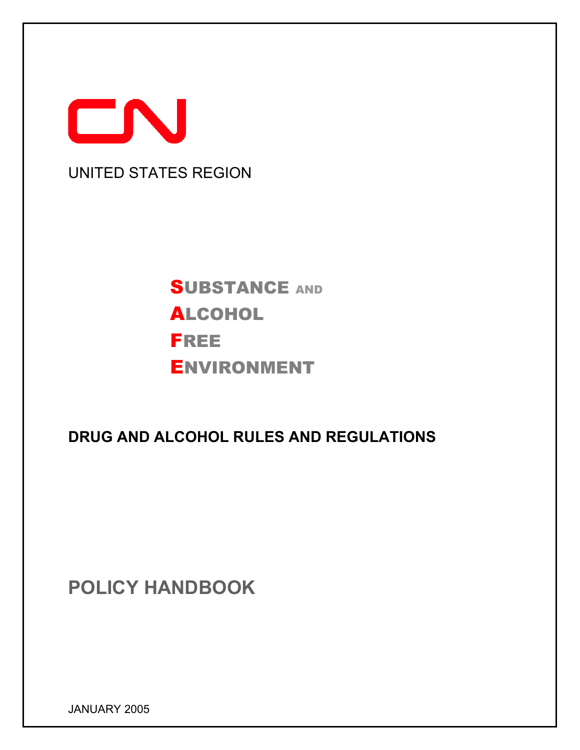CN

UNITED STATES REGION

**SUBSTANCE AND**
**ALCOHOL**
**FREE**
**ENVIRONMENT**

**DRUG AND ALCOHOL RULES AND REGULATIONS**

# POLICY HANDBOOK

JANUARY 2005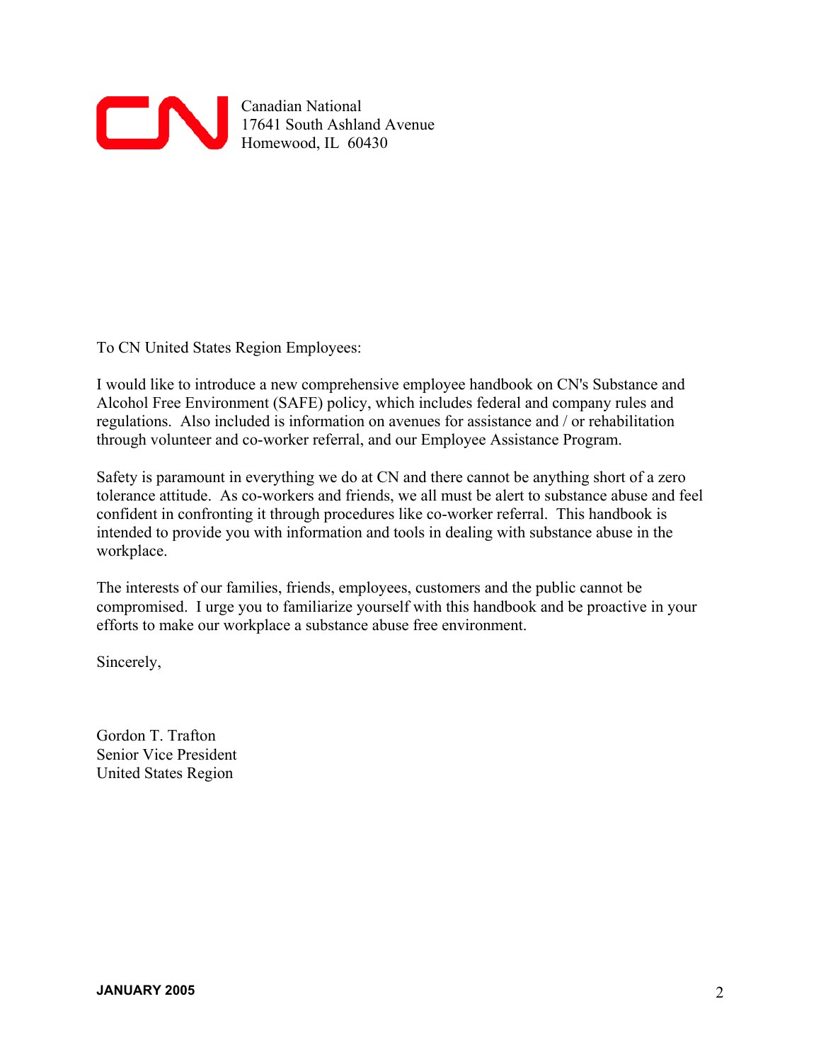Canadian National
17641 South Ashland Avenue
Homewood, IL 60430

To CN United States Region Employees:

I would like to introduce a new comprehensive employee handbook on CN's Substance and Alcohol Free Environment (SAFE) policy, which includes federal and company rules and regulations. Also included is information on avenues for assistance and / or rehabilitation through volunteer and co-worker referral, and our Employee Assistance Program.

Safety is paramount in everything we do at CN and there cannot be anything short of a zero tolerance attitude. As co-workers and friends, we all must be alert to substance abuse and feel confident in confronting it through procedures like co-worker referral. This handbook is intended to provide you with information and tools in dealing with substance abuse in the workplace.

The interests of our families, friends, employees, customers and the public cannot be compromised. I urge you to familiarize yourself with this handbook and be proactive in your efforts to make our workplace a substance abuse free environment.

Sincerely,

Gordon T. Trafton
Senior Vice President
United States Region

**JANUARY 2005**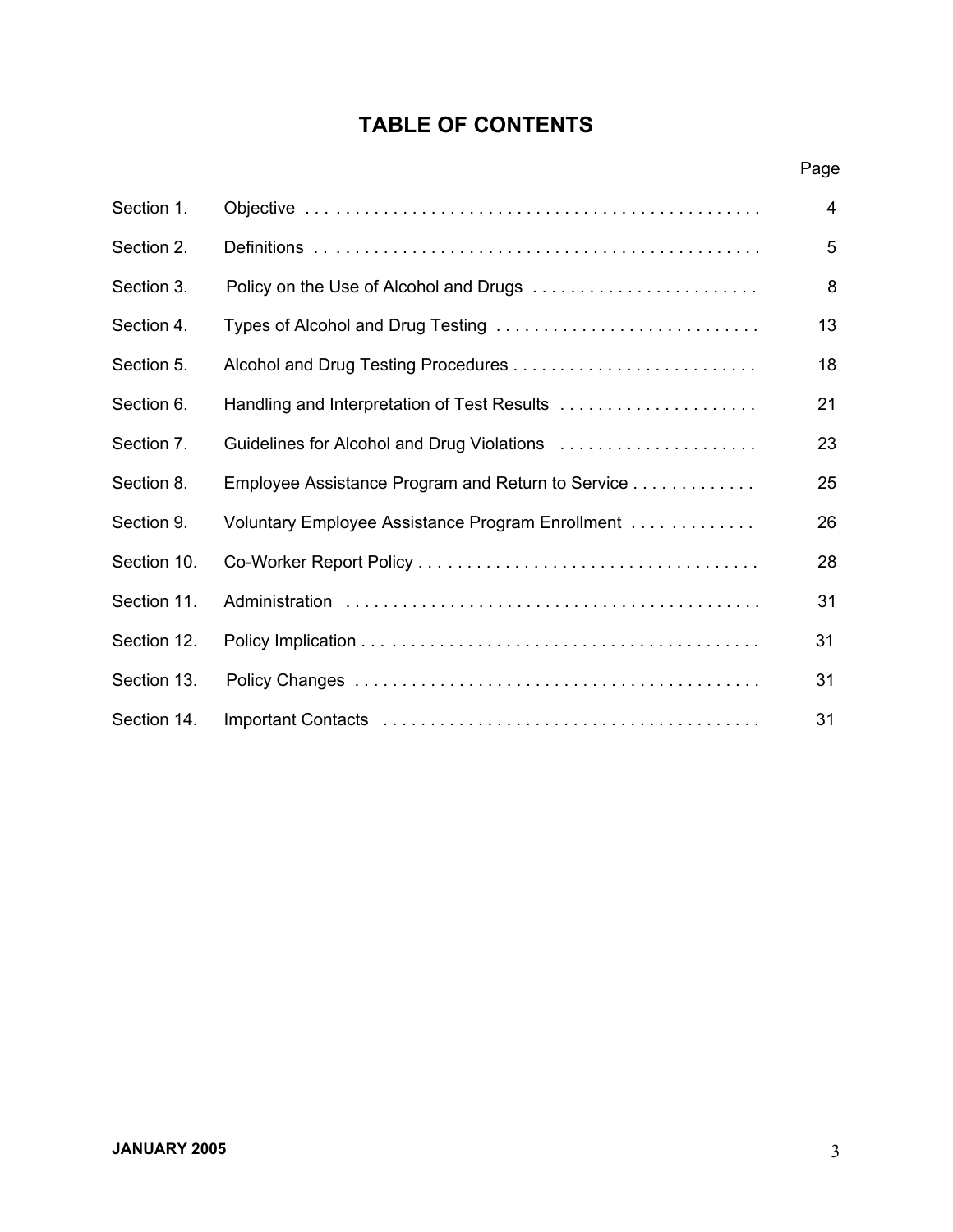# TABLE OF CONTENTS

| | | Page |
|---|---|---|
| Section 1. | Objective | 4 |
| Section 2. | Definitions | 5 |
| Section 3. | Policy on the Use of Alcohol and Drugs | 8 |
| Section 4. | Types of Alcohol and Drug Testing | 13 |
| Section 5. | Alcohol and Drug Testing Procedures | 18 |
| Section 6. | Handling and Interpretation of Test Results | 21 |
| Section 7. | Guidelines for Alcohol and Drug Violations | 23 |
| Section 8. | Employee Assistance Program and Return to Service | 25 |
| Section 9. | Voluntary Employee Assistance Program Enrollment | 26 |
| Section 10. | Co-Worker Report Policy | 28 |
| Section 11. | Administration | 31 |
| Section 12. | Policy Implication | 31 |
| Section 13. | Policy Changes | 31 |
| Section 14. | Important Contacts | 31 |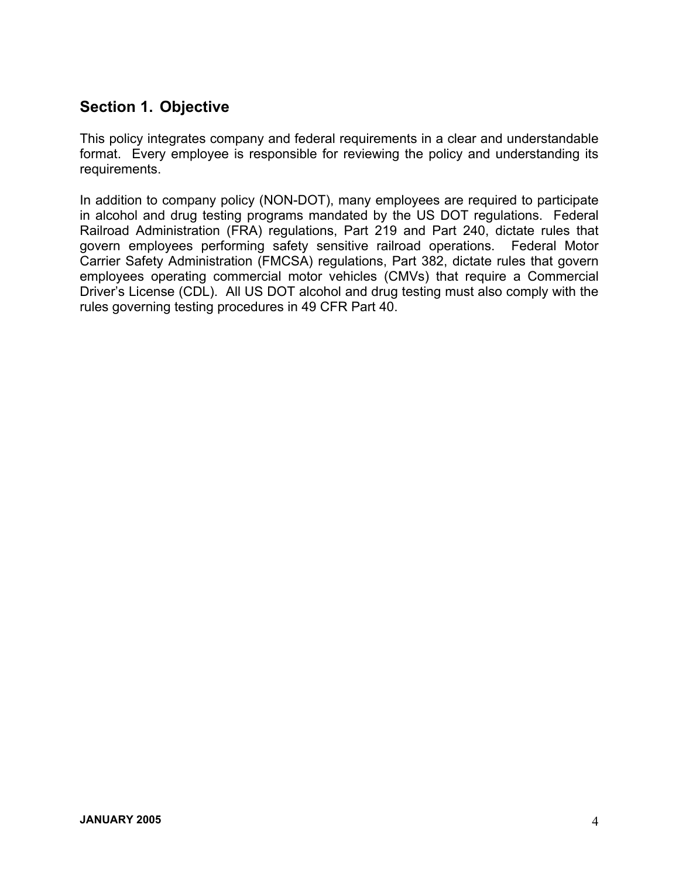## Section 1. Objective

This policy integrates company and federal requirements in a clear and understandable format. Every employee is responsible for reviewing the policy and understanding its requirements.

In addition to company policy (NON-DOT), many employees are required to participate in alcohol and drug testing programs mandated by the US DOT regulations. Federal Railroad Administration (FRA) regulations, Part 219 and Part 240, dictate rules that govern employees performing safety sensitive railroad operations. Federal Motor Carrier Safety Administration (FMCSA) regulations, Part 382, dictate rules that govern employees operating commercial motor vehicles (CMVs) that require a Commercial Driver's License (CDL). All US DOT alcohol and drug testing must also comply with the rules governing testing procedures in 49 CFR Part 40.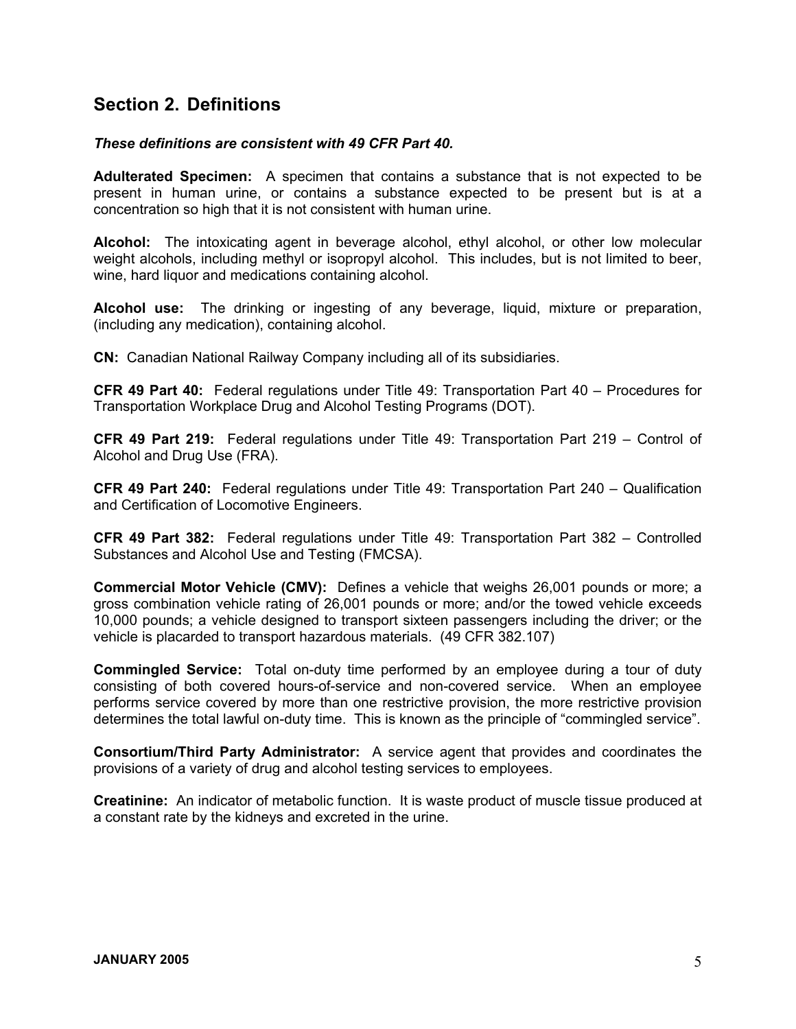## Section 2. Definitions

***These definitions are consistent with 49 CFR Part 40.***

**Adulterated Specimen:** A specimen that contains a substance that is not expected to be present in human urine, or contains a substance expected to be present but is at a concentration so high that it is not consistent with human urine.

**Alcohol:** The intoxicating agent in beverage alcohol, ethyl alcohol, or other low molecular weight alcohols, including methyl or isopropyl alcohol. This includes, but is not limited to beer, wine, hard liquor and medications containing alcohol.

**Alcohol use:** The drinking or ingesting of any beverage, liquid, mixture or preparation, (including any medication), containing alcohol.

**CN:** Canadian National Railway Company including all of its subsidiaries.

**CFR 49 Part 40:** Federal regulations under Title 49: Transportation Part 40 – Procedures for Transportation Workplace Drug and Alcohol Testing Programs (DOT).

**CFR 49 Part 219:** Federal regulations under Title 49: Transportation Part 219 – Control of Alcohol and Drug Use (FRA).

**CFR 49 Part 240:** Federal regulations under Title 49: Transportation Part 240 – Qualification and Certification of Locomotive Engineers.

**CFR 49 Part 382:** Federal regulations under Title 49: Transportation Part 382 – Controlled Substances and Alcohol Use and Testing (FMCSA).

**Commercial Motor Vehicle (CMV):** Defines a vehicle that weighs 26,001 pounds or more; a gross combination vehicle rating of 26,001 pounds or more; and/or the towed vehicle exceeds 10,000 pounds; a vehicle designed to transport sixteen passengers including the driver; or the vehicle is placarded to transport hazardous materials. (49 CFR 382.107)

**Commingled Service:** Total on-duty time performed by an employee during a tour of duty consisting of both covered hours-of-service and non-covered service. When an employee performs service covered by more than one restrictive provision, the more restrictive provision determines the total lawful on-duty time. This is known as the principle of "commingled service".

**Consortium/Third Party Administrator:** A service agent that provides and coordinates the provisions of a variety of drug and alcohol testing services to employees.

**Creatinine:** An indicator of metabolic function. It is waste product of muscle tissue produced at a constant rate by the kidneys and excreted in the urine.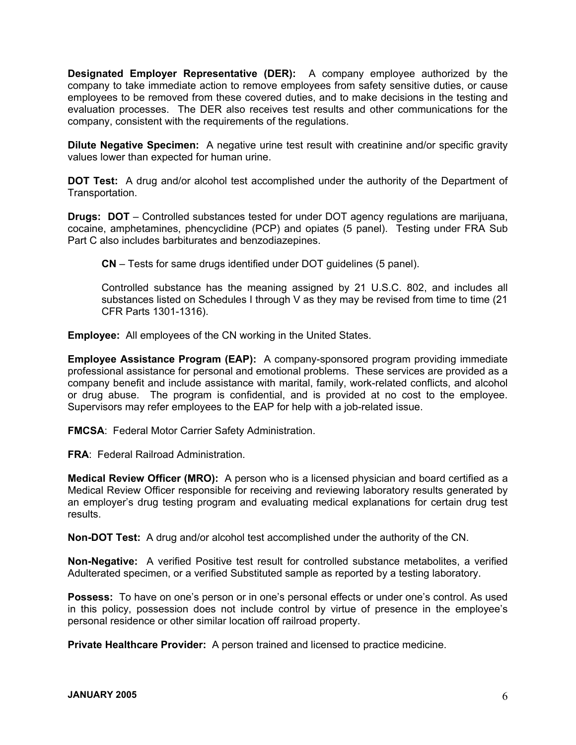**Designated Employer Representative (DER):** A company employee authorized by the company to take immediate action to remove employees from safety sensitive duties, or cause employees to be removed from these covered duties, and to make decisions in the testing and evaluation processes. The DER also receives test results and other communications for the company, consistent with the requirements of the regulations.

**Dilute Negative Specimen:** A negative urine test result with creatinine and/or specific gravity values lower than expected for human urine.

**DOT Test:** A drug and/or alcohol test accomplished under the authority of the Department of Transportation.

**Drugs: DOT** – Controlled substances tested for under DOT agency regulations are marijuana, cocaine, amphetamines, phencyclidine (PCP) and opiates (5 panel). Testing under FRA Sub Part C also includes barbiturates and benzodiazepines.

> **CN** – Tests for same drugs identified under DOT guidelines (5 panel).
>
> Controlled substance has the meaning assigned by 21 U.S.C. 802, and includes all substances listed on Schedules I through V as they may be revised from time to time (21 CFR Parts 1301-1316).

**Employee:** All employees of the CN working in the United States.

**Employee Assistance Program (EAP):** A company-sponsored program providing immediate professional assistance for personal and emotional problems. These services are provided as a company benefit and include assistance with marital, family, work-related conflicts, and alcohol or drug abuse. The program is confidential, and is provided at no cost to the employee. Supervisors may refer employees to the EAP for help with a job-related issue.

**FMCSA**: Federal Motor Carrier Safety Administration.

**FRA**: Federal Railroad Administration.

**Medical Review Officer (MRO):** A person who is a licensed physician and board certified as a Medical Review Officer responsible for receiving and reviewing laboratory results generated by an employer's drug testing program and evaluating medical explanations for certain drug test results.

**Non-DOT Test:** A drug and/or alcohol test accomplished under the authority of the CN.

**Non-Negative:** A verified Positive test result for controlled substance metabolites, a verified Adulterated specimen, or a verified Substituted sample as reported by a testing laboratory.

**Possess:** To have on one's person or in one's personal effects or under one's control. As used in this policy, possession does not include control by virtue of presence in the employee's personal residence or other similar location off railroad property.

**Private Healthcare Provider:** A person trained and licensed to practice medicine.

**JANUARY 2005**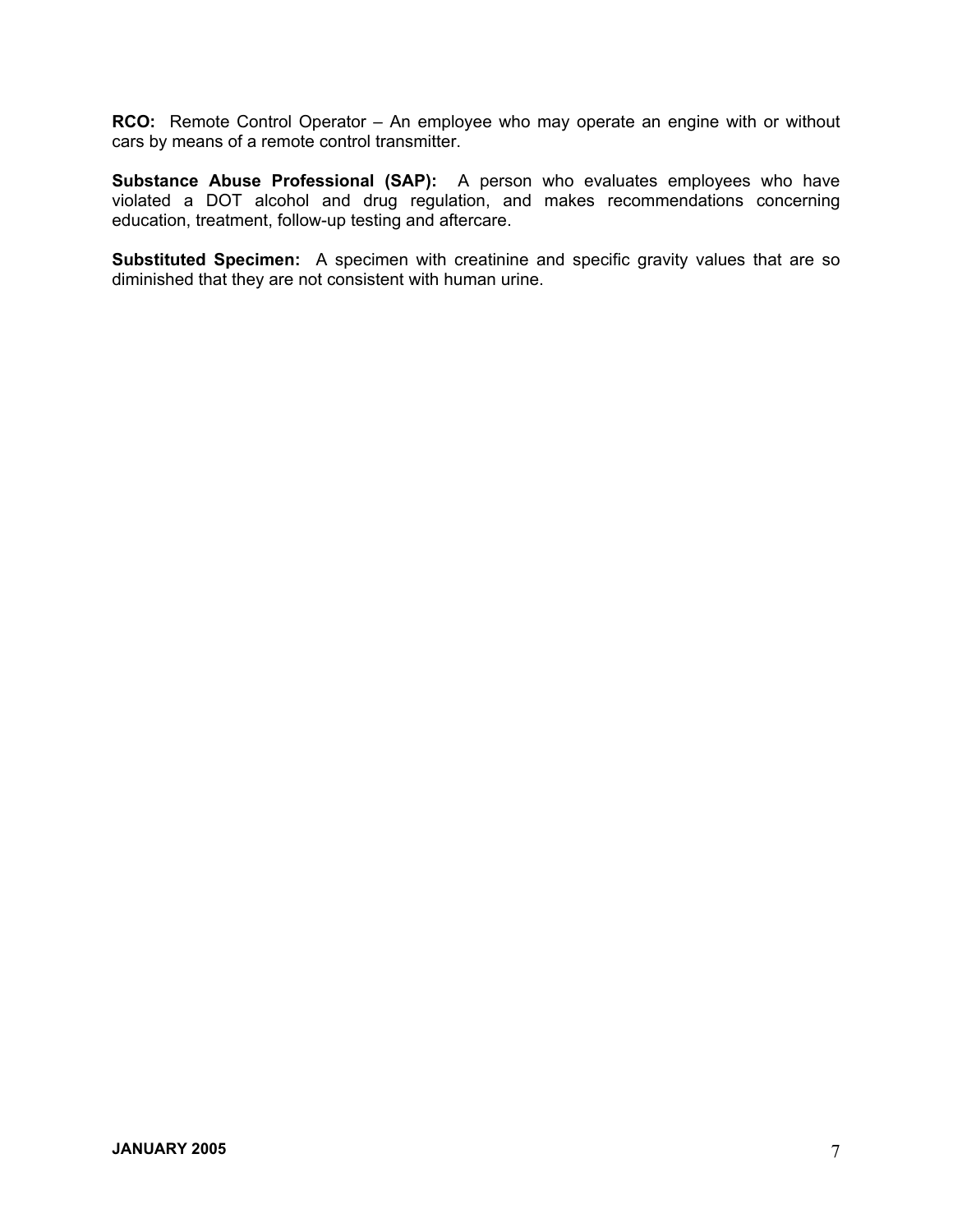**RCO:** Remote Control Operator – An employee who may operate an engine with or without cars by means of a remote control transmitter.

**Substance Abuse Professional (SAP):** A person who evaluates employees who have violated a DOT alcohol and drug regulation, and makes recommendations concerning education, treatment, follow-up testing and aftercare.

**Substituted Specimen:** A specimen with creatinine and specific gravity values that are so diminished that they are not consistent with human urine.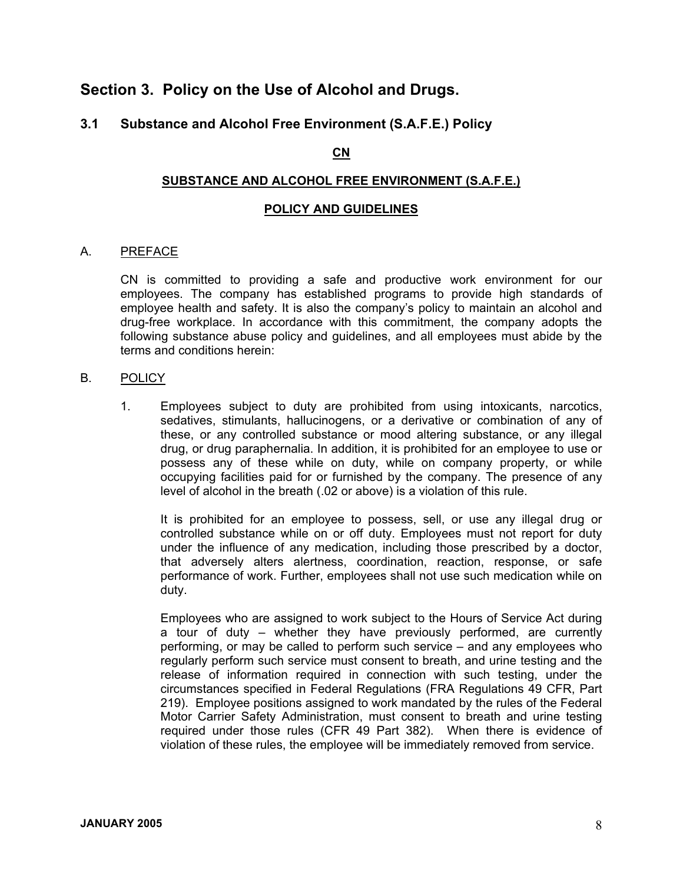## Section 3. Policy on the Use of Alcohol and Drugs.

### 3.1 Substance and Alcohol Free Environment (S.A.F.E.) Policy

**CN**

**SUBSTANCE AND ALCOHOL FREE ENVIRONMENT (S.A.F.E.)**

**POLICY AND GUIDELINES**

A. PREFACE

CN is committed to providing a safe and productive work environment for our employees. The company has established programs to provide high standards of employee health and safety. It is also the company's policy to maintain an alcohol and drug-free workplace. In accordance with this commitment, the company adopts the following substance abuse policy and guidelines, and all employees must abide by the terms and conditions herein:

B. POLICY

1. Employees subject to duty are prohibited from using intoxicants, narcotics, sedatives, stimulants, hallucinogens, or a derivative or combination of any of these, or any controlled substance or mood altering substance, or any illegal drug, or drug paraphernalia. In addition, it is prohibited for an employee to use or possess any of these while on duty, while on company property, or while occupying facilities paid for or furnished by the company. The presence of any level of alcohol in the breath (.02 or above) is a violation of this rule.

   It is prohibited for an employee to possess, sell, or use any illegal drug or controlled substance while on or off duty. Employees must not report for duty under the influence of any medication, including those prescribed by a doctor, that adversely alters alertness, coordination, reaction, response, or safe performance of work. Further, employees shall not use such medication while on duty.

   Employees who are assigned to work subject to the Hours of Service Act during a tour of duty – whether they have previously performed, are currently performing, or may be called to perform such service – and any employees who regularly perform such service must consent to breath, and urine testing and the release of information required in connection with such testing, under the circumstances specified in Federal Regulations (FRA Regulations 49 CFR, Part 219). Employee positions assigned to work mandated by the rules of the Federal Motor Carrier Safety Administration, must consent to breath and urine testing required under those rules (CFR 49 Part 382). When there is evidence of violation of these rules, the employee will be immediately removed from service.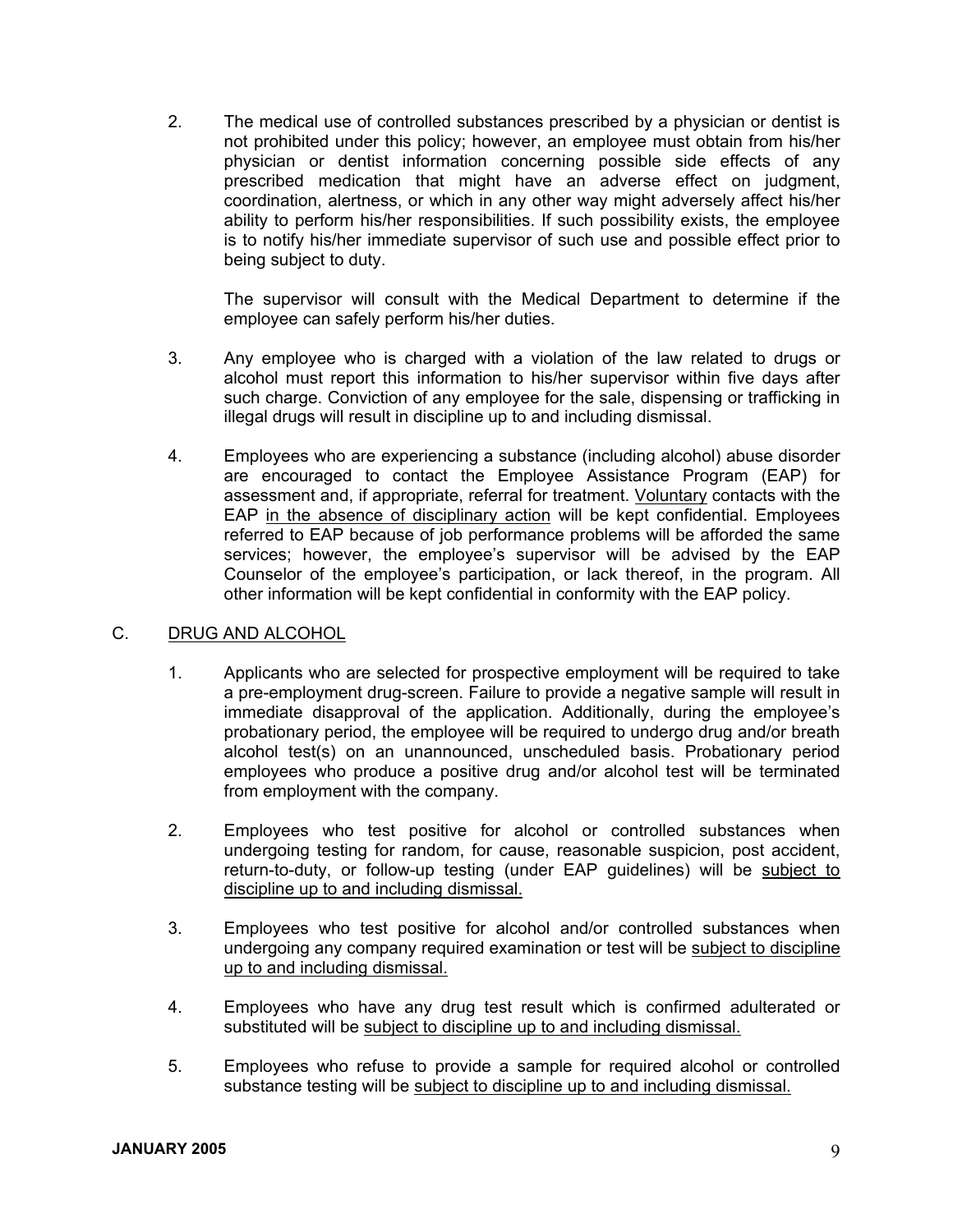2. The medical use of controlled substances prescribed by a physician or dentist is not prohibited under this policy; however, an employee must obtain from his/her physician or dentist information concerning possible side effects of any prescribed medication that might have an adverse effect on judgment, coordination, alertness, or which in any other way might adversely affect his/her ability to perform his/her responsibilities. If such possibility exists, the employee is to notify his/her immediate supervisor of such use and possible effect prior to being subject to duty.

   The supervisor will consult with the Medical Department to determine if the employee can safely perform his/her duties.

3. Any employee who is charged with a violation of the law related to drugs or alcohol must report this information to his/her supervisor within five days after such charge. Conviction of any employee for the sale, dispensing or trafficking in illegal drugs will result in discipline up to and including dismissal.

4. Employees who are experiencing a substance (including alcohol) abuse disorder are encouraged to contact the Employee Assistance Program (EAP) for assessment and, if appropriate, referral for treatment. <u>Voluntary</u> contacts with the EAP <u>in the absence of disciplinary action</u> will be kept confidential. Employees referred to EAP because of job performance problems will be afforded the same services; however, the employee's supervisor will be advised by the EAP Counselor of the employee's participation, or lack thereof, in the program. All other information will be kept confidential in conformity with the EAP policy.

C. <u>DRUG AND ALCOHOL</u>

1. Applicants who are selected for prospective employment will be required to take a pre-employment drug-screen. Failure to provide a negative sample will result in immediate disapproval of the application. Additionally, during the employee's probationary period, the employee will be required to undergo drug and/or breath alcohol test(s) on an unannounced, unscheduled basis. Probationary period employees who produce a positive drug and/or alcohol test will be terminated from employment with the company.

2. Employees who test positive for alcohol or controlled substances when undergoing testing for random, for cause, reasonable suspicion, post accident, return-to-duty, or follow-up testing (under EAP guidelines) will be <u>subject to discipline up to and including dismissal.</u>

3. Employees who test positive for alcohol and/or controlled substances when undergoing any company required examination or test will be <u>subject to discipline up to and including dismissal.</u>

4. Employees who have any drug test result which is confirmed adulterated or substituted will be <u>subject to discipline up to and including dismissal.</u>

5. Employees who refuse to provide a sample for required alcohol or controlled substance testing will be <u>subject to discipline up to and including dismissal.</u>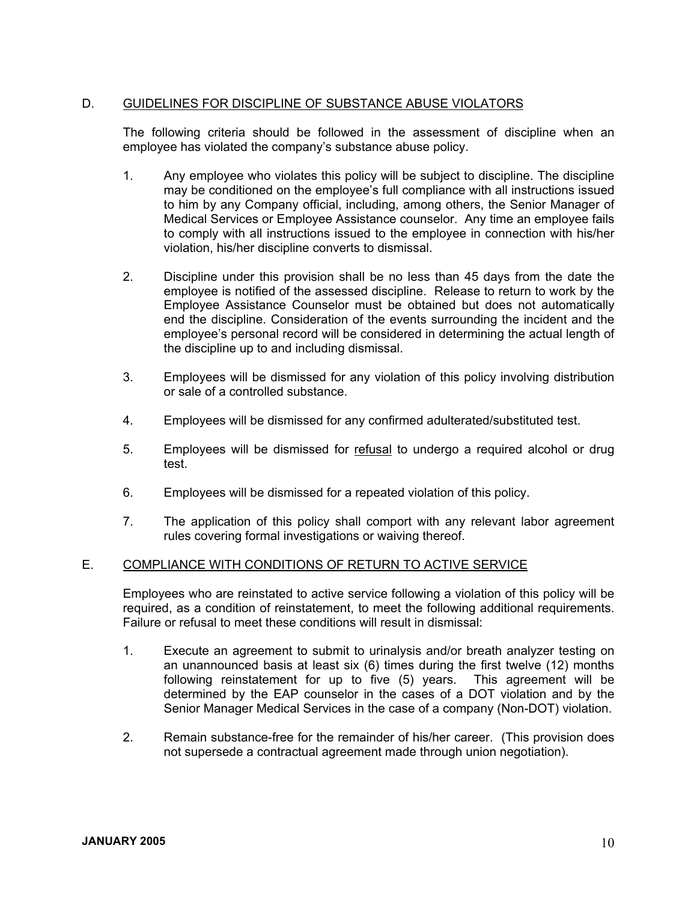## D. GUIDELINES FOR DISCIPLINE OF SUBSTANCE ABUSE VIOLATORS

The following criteria should be followed in the assessment of discipline when an employee has violated the company's substance abuse policy.

1. Any employee who violates this policy will be subject to discipline. The discipline may be conditioned on the employee's full compliance with all instructions issued to him by any Company official, including, among others, the Senior Manager of Medical Services or Employee Assistance counselor. Any time an employee fails to comply with all instructions issued to the employee in connection with his/her violation, his/her discipline converts to dismissal.

2. Discipline under this provision shall be no less than 45 days from the date the employee is notified of the assessed discipline. Release to return to work by the Employee Assistance Counselor must be obtained but does not automatically end the discipline. Consideration of the events surrounding the incident and the employee's personal record will be considered in determining the actual length of the discipline up to and including dismissal.

3. Employees will be dismissed for any violation of this policy involving distribution or sale of a controlled substance.

4. Employees will be dismissed for any confirmed adulterated/substituted test.

5. Employees will be dismissed for <u>refusal</u> to undergo a required alcohol or drug test.

6. Employees will be dismissed for a repeated violation of this policy.

7. The application of this policy shall comport with any relevant labor agreement rules covering formal investigations or waiving thereof.

## E. COMPLIANCE WITH CONDITIONS OF RETURN TO ACTIVE SERVICE

Employees who are reinstated to active service following a violation of this policy will be required, as a condition of reinstatement, to meet the following additional requirements. Failure or refusal to meet these conditions will result in dismissal:

1. Execute an agreement to submit to urinalysis and/or breath analyzer testing on an unannounced basis at least six (6) times during the first twelve (12) months following reinstatement for up to five (5) years. This agreement will be determined by the EAP counselor in the cases of a DOT violation and by the Senior Manager Medical Services in the case of a company (Non-DOT) violation.

2. Remain substance-free for the remainder of his/her career. (This provision does not supersede a contractual agreement made through union negotiation).

**JANUARY 2005**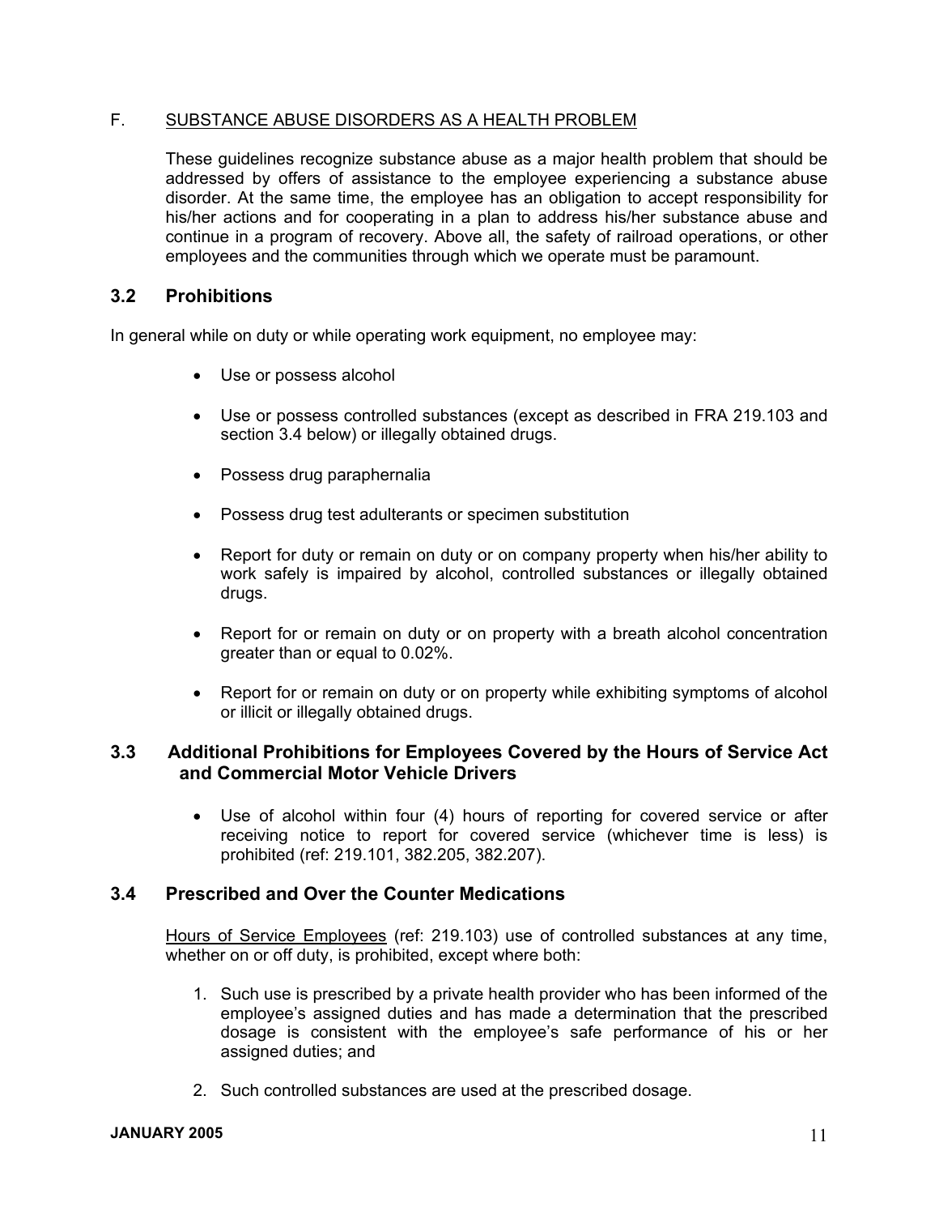F. <u>SUBSTANCE ABUSE DISORDERS AS A HEALTH PROBLEM</u>

These guidelines recognize substance abuse as a major health problem that should be addressed by offers of assistance to the employee experiencing a substance abuse disorder. At the same time, the employee has an obligation to accept responsibility for his/her actions and for cooperating in a plan to address his/her substance abuse and continue in a program of recovery. Above all, the safety of railroad operations, or other employees and the communities through which we operate must be paramount.

## 3.2 Prohibitions

In general while on duty or while operating work equipment, no employee may:

- Use or possess alcohol
- Use or possess controlled substances (except as described in FRA 219.103 and section 3.4 below) or illegally obtained drugs.
- Possess drug paraphernalia
- Possess drug test adulterants or specimen substitution
- Report for duty or remain on duty or on company property when his/her ability to work safely is impaired by alcohol, controlled substances or illegally obtained drugs.
- Report for or remain on duty or on property with a breath alcohol concentration greater than or equal to 0.02%.
- Report for or remain on duty or on property while exhibiting symptoms of alcohol or illicit or illegally obtained drugs.

## 3.3 Additional Prohibitions for Employees Covered by the Hours of Service Act and Commercial Motor Vehicle Drivers

- Use of alcohol within four (4) hours of reporting for covered service or after receiving notice to report for covered service (whichever time is less) is prohibited (ref: 219.101, 382.205, 382.207).

## 3.4 Prescribed and Over the Counter Medications

<u>Hours of Service Employees</u> (ref: 219.103) use of controlled substances at any time, whether on or off duty, is prohibited, except where both:

1. Such use is prescribed by a private health provider who has been informed of the employee's assigned duties and has made a determination that the prescribed dosage is consistent with the employee's safe performance of his or her assigned duties; and
2. Such controlled substances are used at the prescribed dosage.

**JANUARY 2005**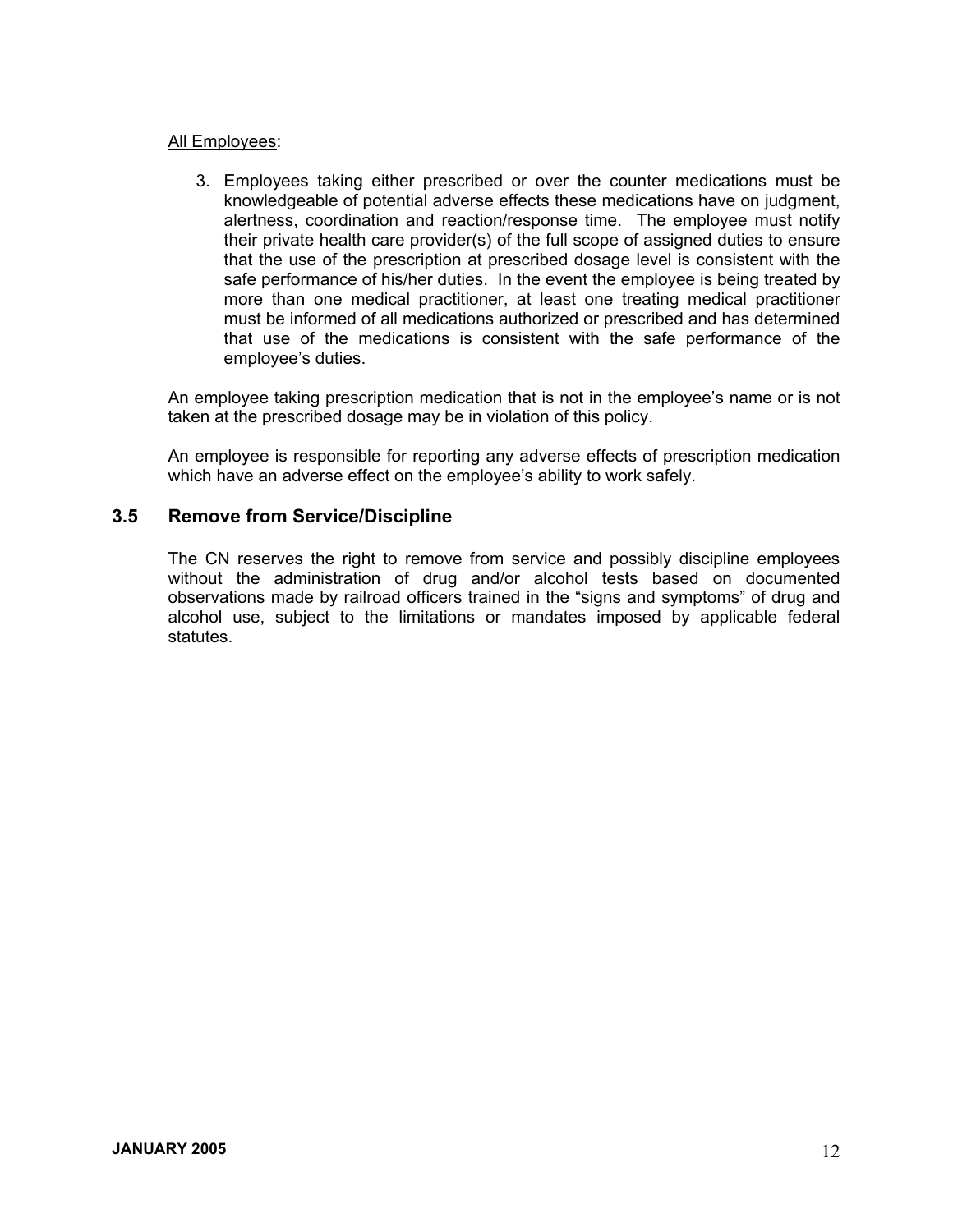<u>All Employees</u>:

3. Employees taking either prescribed or over the counter medications must be knowledgeable of potential adverse effects these medications have on judgment, alertness, coordination and reaction/response time. The employee must notify their private health care provider(s) of the full scope of assigned duties to ensure that the use of the prescription at prescribed dosage level is consistent with the safe performance of his/her duties. In the event the employee is being treated by more than one medical practitioner, at least one treating medical practitioner must be informed of all medications authorized or prescribed and has determined that use of the medications is consistent with the safe performance of the employee's duties.

An employee taking prescription medication that is not in the employee's name or is not taken at the prescribed dosage level may be in violation of this policy.

An employee is responsible for reporting any adverse effects of prescription medication which have an adverse effect on the employee's ability to work safely.

## 3.5 Remove from Service/Discipline

The CN reserves the right to remove from service and possibly discipline employees without the administration of drug and/or alcohol tests based on documented observations made by railroad officers trained in the "signs and symptoms" of drug and alcohol use, subject to the limitations or mandates imposed by applicable federal statutes.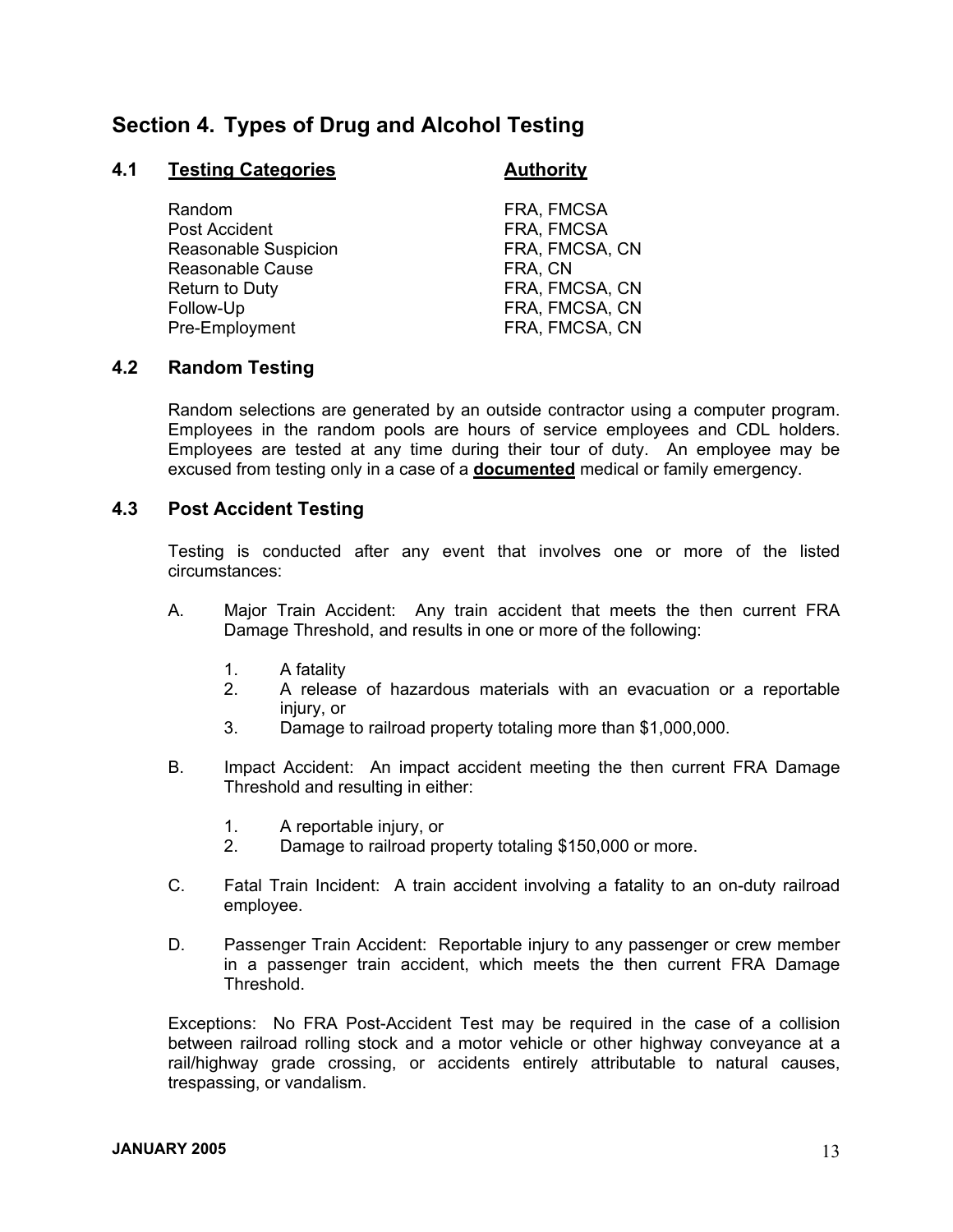## Section 4. Types of Drug and Alcohol Testing

### 4.1 Testing Categories

| Testing Categories | Authority |
|---|---|
| Random | FRA, FMCSA |
| Post Accident | FRA, FMCSA |
| Reasonable Suspicion | FRA, FMCSA, CN |
| Reasonable Cause | FRA, CN |
| Return to Duty | FRA, FMCSA, CN |
| Follow-Up | FRA, FMCSA, CN |
| Pre-Employment | FRA, FMCSA, CN |

### 4.2 Random Testing

Random selections are generated by an outside contractor using a computer program. Employees in the random pools are hours of service employees and CDL holders. Employees are tested at any time during their tour of duty. An employee may be excused from testing only in a case of a **documented** medical or family emergency.

### 4.3 Post Accident Testing

Testing is conducted after any event that involves one or more of the listed circumstances:

A. Major Train Accident: Any train accident that meets the then current FRA Damage Threshold, and results in one or more of the following:

1. A fatality
2. A release of hazardous materials with an evacuation or a reportable injury, or
3. Damage to railroad property totaling more than $1,000,000.

B. Impact Accident: An impact accident meeting the then current FRA Damage Threshold and resulting in either:

1. A reportable injury, or
2. Damage to railroad property totaling $150,000 or more.

C. Fatal Train Incident: A train accident involving a fatality to an on-duty railroad employee.

D. Passenger Train Accident: Reportable injury to any passenger or crew member in a passenger train accident, which meets the then current FRA Damage Threshold.

Exceptions: No FRA Post-Accident Test may be required in the case of a collision between railroad rolling stock and a motor vehicle or other highway conveyance at a rail/highway grade crossing, or accidents entirely attributable to natural causes, trespassing, or vandalism.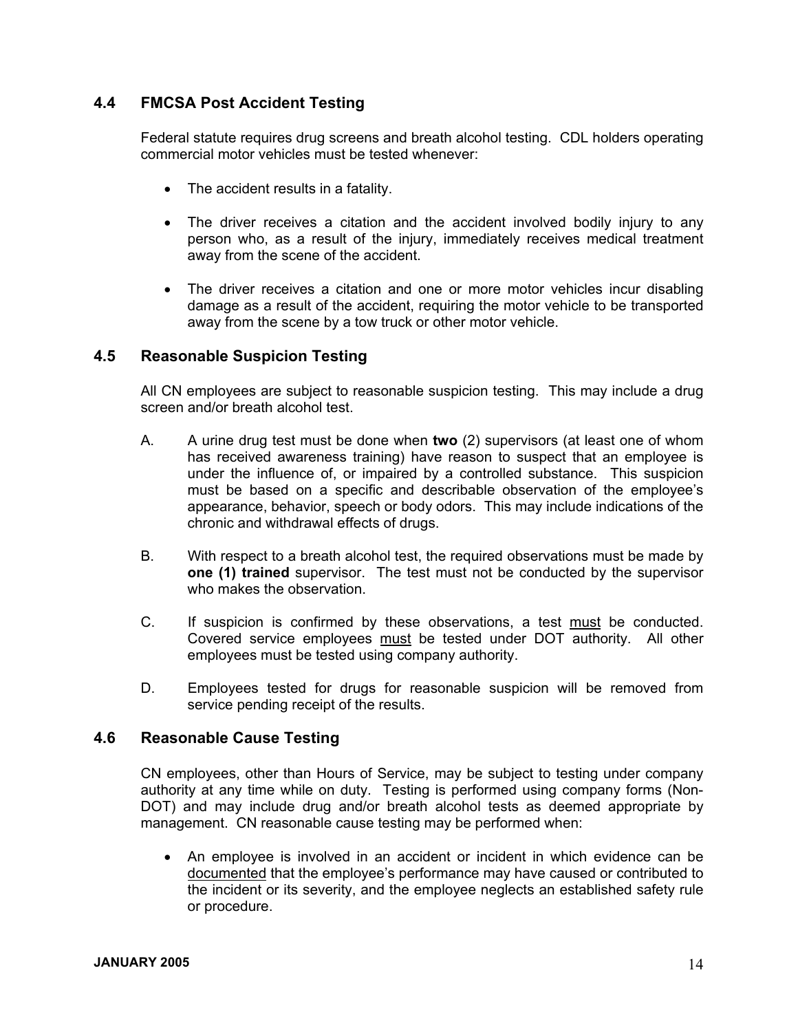## 4.4 FMCSA Post Accident Testing

Federal statute requires drug screens and breath alcohol testing. CDL holders operating commercial motor vehicles must be tested whenever:

- The accident results in a fatality.
- The driver receives a citation and the accident involved bodily injury to any person who, as a result of the injury, immediately receives medical treatment away from the scene of the accident.
- The driver receives a citation and one or more motor vehicles incur disabling damage as a result of the accident, requiring the motor vehicle to be transported away from the scene by a tow truck or other motor vehicle.

## 4.5 Reasonable Suspicion Testing

All CN employees are subject to reasonable suspicion testing. This may include a drug screen and/or breath alcohol test.

A. A urine drug test must be done when **two** (2) supervisors (at least one of whom has received awareness training) have reason to suspect that an employee is under the influence of, or impaired by a controlled substance. This suspicion must be based on a specific and describable observation of the employee's appearance, behavior, speech or body odors. This may include indications of the chronic and withdrawal effects of drugs.

B. With respect to a breath alcohol test, the required observations must be made by **one (1) trained** supervisor. The test must not be conducted by the supervisor who makes the observation.

C. If suspicion is confirmed by these observations, a test <u>must</u> be conducted. Covered service employees <u>must</u> be tested under DOT authority. All other employees must be tested using company authority.

D. Employees tested for drugs for reasonable suspicion will be removed from service pending receipt of the results.

## 4.6 Reasonable Cause Testing

CN employees, other than Hours of Service, may be subject to testing under company authority at any time while on duty. Testing is performed using company forms (Non-DOT) and may include drug and/or breath alcohol tests as deemed appropriate by management. CN reasonable cause testing may be performed when:

- An employee is involved in an accident or incident in which evidence can be <u>documented</u> that the employee's performance may have caused or contributed to the incident or its severity, and the employee neglects an established safety rule or procedure.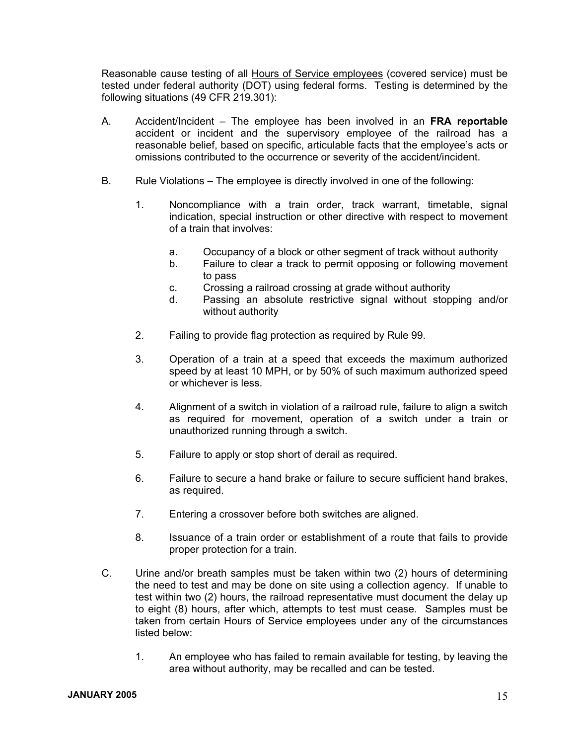Reasonable cause testing of all <u>Hours of Service employees</u> (covered service) must be tested under federal authority (DOT) using federal forms. Testing is determined by the following situations (49 CFR 219.301):

A. Accident/Incident – The employee has been involved in an **FRA reportable** accident or incident and the supervisory employee of the railroad has a reasonable belief, based on specific, articulable facts that the employee's acts or omissions contributed to the occurrence or severity of the accident/incident.

B. Rule Violations – The employee is directly involved in one of the following:

   1. Noncompliance with a train order, track warrant, timetable, signal indication, special instruction or other directive with respect to movement of a train that involves:

      a. Occupancy of a block or other segment of track without authority
      b. Failure to clear a track to permit opposing or following movement to pass
      c. Crossing a railroad crossing at grade without authority
      d. Passing an absolute restrictive signal without stopping and/or without authority

   2. Failing to provide flag protection as required by Rule 99.

   3. Operation of a train at a speed that exceeds the maximum authorized speed by at least 10 MPH, or by 50% of such maximum authorized speed or whichever is less.

   4. Alignment of a switch in violation of a railroad rule, failure to align a switch as required for movement, operation of a switch under a train or unauthorized running through a switch.

   5. Failure to apply or stop short of derail as required.

   6. Failure to secure a hand brake or failure to secure sufficient hand brakes, as required.

   7. Entering a crossover before both switches are aligned.

   8. Issuance of a train order or establishment of a route that fails to provide proper protection for a train.

C. Urine and/or breath samples must be taken within two (2) hours of determining the need to test and may be done on site using a collection agency. If unable to test within two (2) hours, the railroad representative must document the delay up to eight (8) hours, after which, attempts to test must cease. Samples must be taken from certain Hours of Service employees under any of the circumstances listed below:

   1. An employee who has failed to remain available for testing, by leaving the area without authority, may be recalled and can be tested.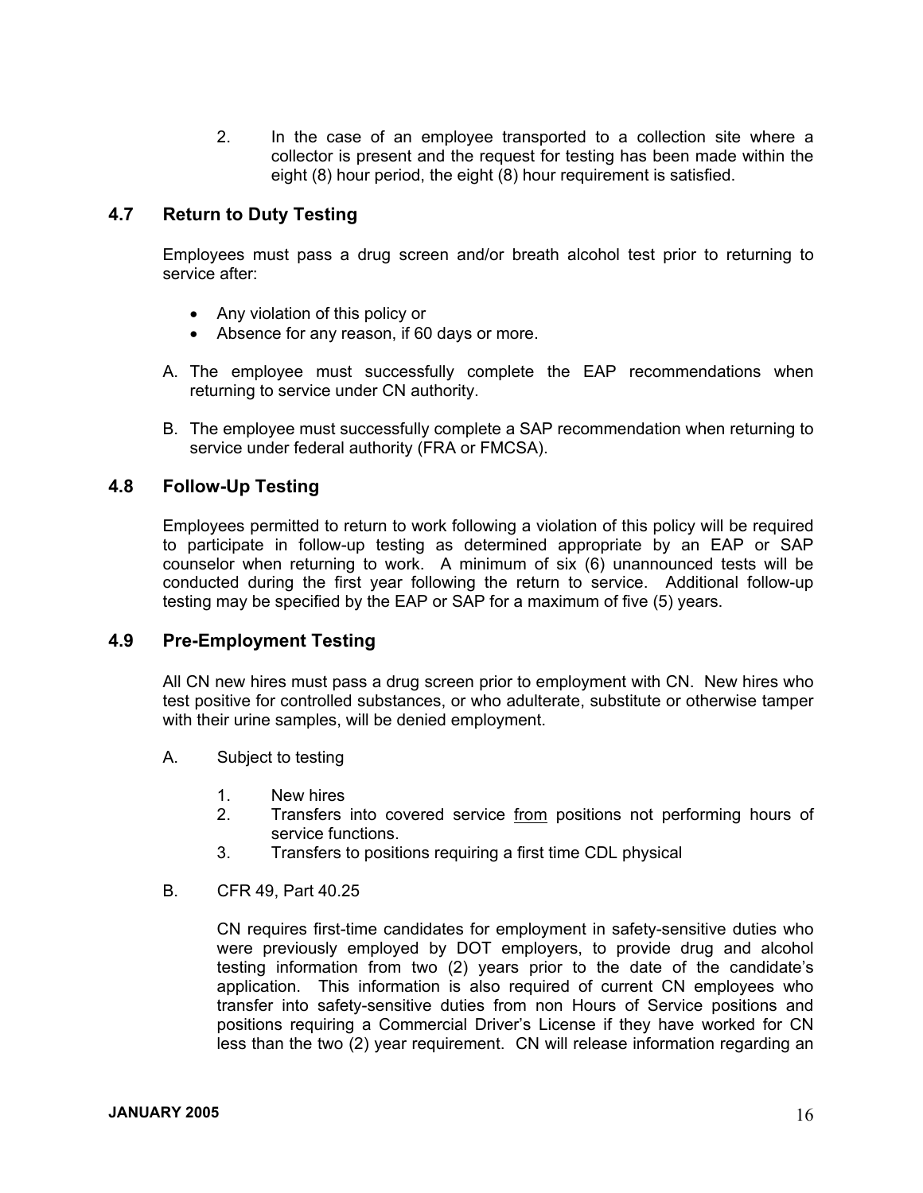2. In the case of an employee transported to a collection site where a collector is present and the request for testing has been made within the eight (8) hour period, the eight (8) hour requirement is satisfied.

## 4.7 Return to Duty Testing

Employees must pass a drug screen and/or breath alcohol test prior to returning to service after:

- Any violation of this policy or
- Absence for any reason, if 60 days or more.

A. The employee must successfully complete the EAP recommendations when returning to service under CN authority.

B. The employee must successfully complete a SAP recommendation when returning to service under federal authority (FRA or FMCSA).

## 4.8 Follow-Up Testing

Employees permitted to return to work following a violation of this policy will be required to participate in follow-up testing as determined appropriate by an EAP or SAP counselor when returning to work. A minimum of six (6) unannounced tests will be conducted during the first year following the return to service. Additional follow-up testing may be specified by the EAP or SAP for a maximum of five (5) years.

## 4.9 Pre-Employment Testing

All CN new hires must pass a drug screen prior to employment with CN. New hires who test positive for controlled substances, or who adulterate, substitute or otherwise tamper with their urine samples, will be denied employment.

A. Subject to testing

1. New hires
2. Transfers into covered service <u>from</u> positions not performing hours of service functions.
3. Transfers to positions requiring a first time CDL physical

B. CFR 49, Part 40.25

CN requires first-time candidates for employment in safety-sensitive duties who were previously employed by DOT employers, to provide drug and alcohol testing information from two (2) years prior to the date of the candidate's application. This information is also required of current CN employees who transfer into safety-sensitive duties from non Hours of Service positions and positions requiring a Commercial Driver's License if they have worked for CN less than the two (2) year requirement. CN will release information regarding an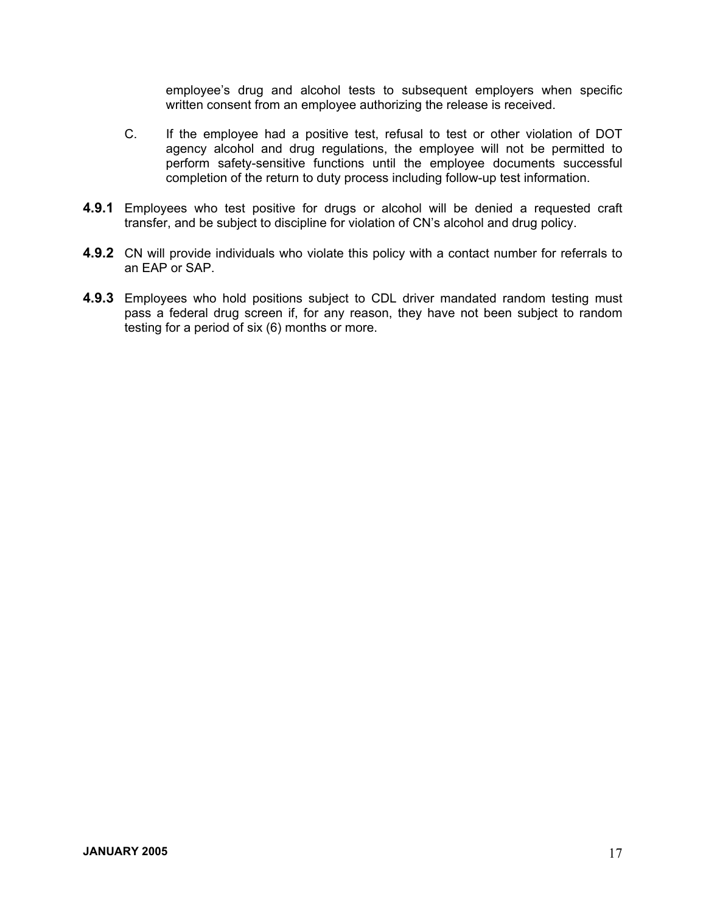employee's drug and alcohol tests to subsequent employers when specific written consent from an employee authorizing the release is received.

C. If the employee had a positive test, refusal to test or other violation of DOT agency alcohol and drug regulations, the employee will not be permitted to perform safety-sensitive functions until the employee documents successful completion of the return to duty process including follow-up test information.

**4.9.1** Employees who test positive for drugs or alcohol will be denied a requested craft transfer, and be subject to discipline for violation of CN's alcohol and drug policy.

**4.9.2** CN will provide individuals who violate this policy with a contact number for referrals to an EAP or SAP.

**4.9.3** Employees who hold positions subject to CDL driver mandated random testing must pass a federal drug screen if, for any reason, they have not been subject to random testing for a period of six (6) months or more.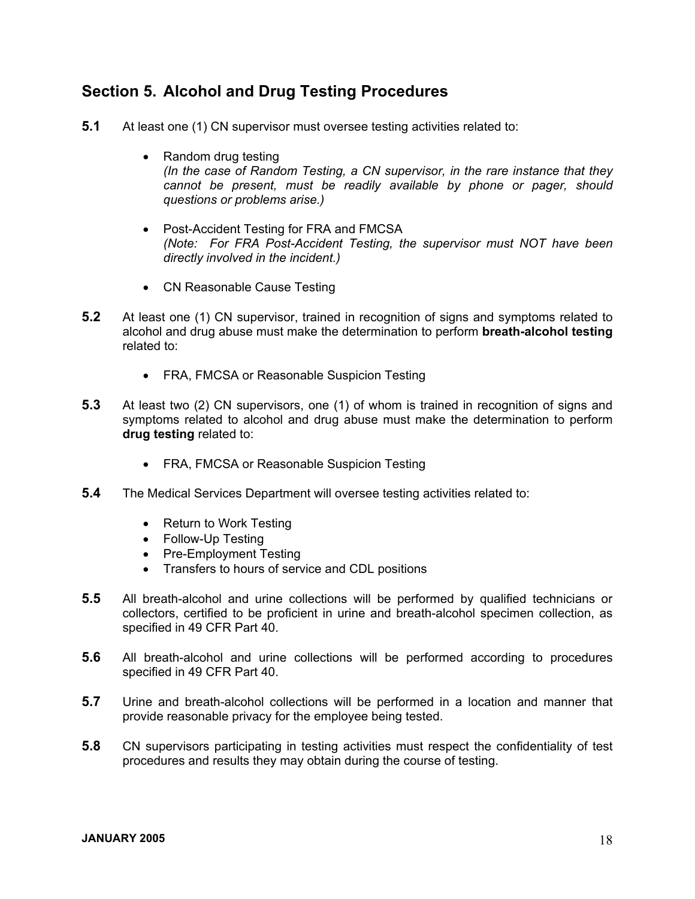## Section 5. Alcohol and Drug Testing Procedures

**5.1** At least one (1) CN supervisor must oversee testing activities related to:

- Random drug testing
  *(In the case of Random Testing, a CN supervisor, in the rare instance that they cannot be present, must be readily available by phone or pager, should questions or problems arise.)*

- Post-Accident Testing for FRA and FMCSA
  *(Note: For FRA Post-Accident Testing, the supervisor must NOT have been directly involved in the incident.)*

- CN Reasonable Cause Testing

**5.2** At least one (1) CN supervisor, trained in recognition of signs and symptoms related to alcohol and drug abuse must make the determination to perform **breath-alcohol testing** related to:

- FRA, FMCSA or Reasonable Suspicion Testing

**5.3** At least two (2) CN supervisors, one (1) of whom is trained in recognition of signs and symptoms related to alcohol and drug abuse must make the determination to perform **drug testing** related to:

- FRA, FMCSA or Reasonable Suspicion Testing

**5.4** The Medical Services Department will oversee testing activities related to:

- Return to Work Testing
- Follow-Up Testing
- Pre-Employment Testing
- Transfers to hours of service and CDL positions

**5.5** All breath-alcohol and urine collections will be performed by qualified technicians or collectors, certified to be proficient in urine and breath-alcohol specimen collection, as specified in 49 CFR Part 40.

**5.6** All breath-alcohol and urine collections will be performed according to procedures specified in 49 CFR Part 40.

**5.7** Urine and breath-alcohol collections will be performed in a location and manner that provide reasonable privacy for the employee being tested.

**5.8** CN supervisors participating in testing activities must respect the confidentiality of test procedures and results they may obtain during the course of testing.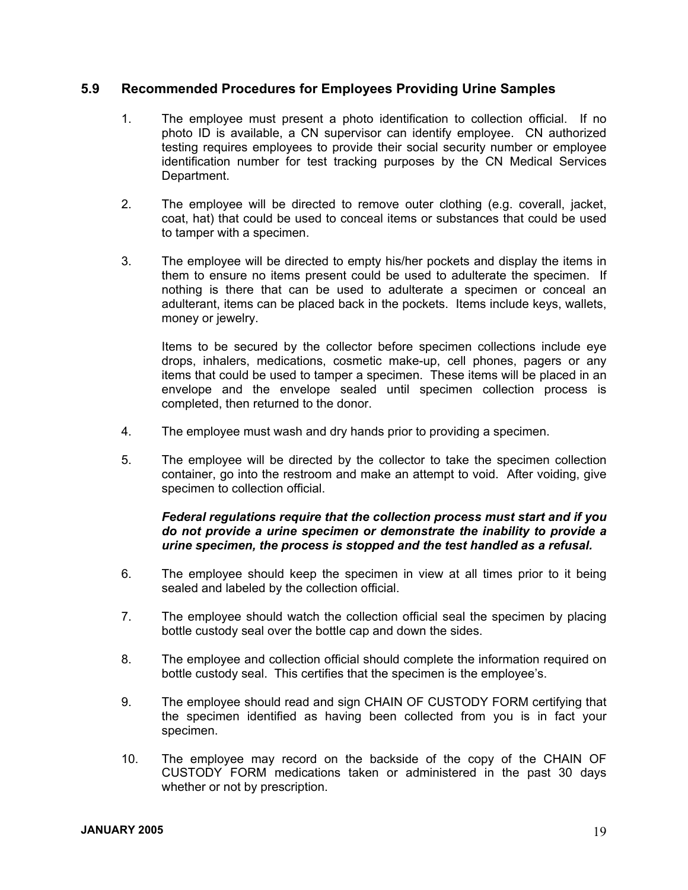## 5.9 Recommended Procedures for Employees Providing Urine Samples

1. The employee must present a photo identification to collection official. If no photo ID is available, a CN supervisor can identify employee. CN authorized testing requires employees to provide their social security number or employee identification number for test tracking purposes by the CN Medical Services Department.

2. The employee will be directed to remove outer clothing (e.g. coverall, jacket, coat, hat) that could be used to conceal items or substances that could be used to tamper with a specimen.

3. The employee will be directed to empty his/her pockets and display the items in them to ensure no items present could be used to adulterate the specimen. If nothing is there that can be used to adulterate a specimen or conceal an adulterant, items can be placed back in the pockets. Items include keys, wallets, money or jewelry.

   Items to be secured by the collector before specimen collections include eye drops, inhalers, medications, cosmetic make-up, cell phones, pagers or any items that could be used to tamper a specimen. These items will be placed in an envelope and the envelope sealed until specimen collection process is completed, then returned to the donor.

4. The employee must wash and dry hands prior to providing a specimen.

5. The employee will be directed by the collector to take the specimen collection container, go into the restroom and make an attempt to void. After voiding, give specimen to collection official.

   ***Federal regulations require that the collection process must start and if you do not provide a urine specimen or demonstrate the inability to provide a urine specimen, the process is stopped and the test handled as a refusal.***

6. The employee should keep the specimen in view at all times prior to it being sealed and labeled by the collection official.

7. The employee should watch the collection official seal the specimen by placing bottle custody seal over the bottle cap and down the sides.

8. The employee and collection official should complete the information required on bottle custody seal. This certifies that the specimen is the employee's.

9. The employee should read and sign CHAIN OF CUSTODY FORM certifying that the specimen identified as having been collected from you is in fact your specimen.

10. The employee may record on the backside of the copy of the CHAIN OF CUSTODY FORM medications taken or administered in the past 30 days whether or not by prescription.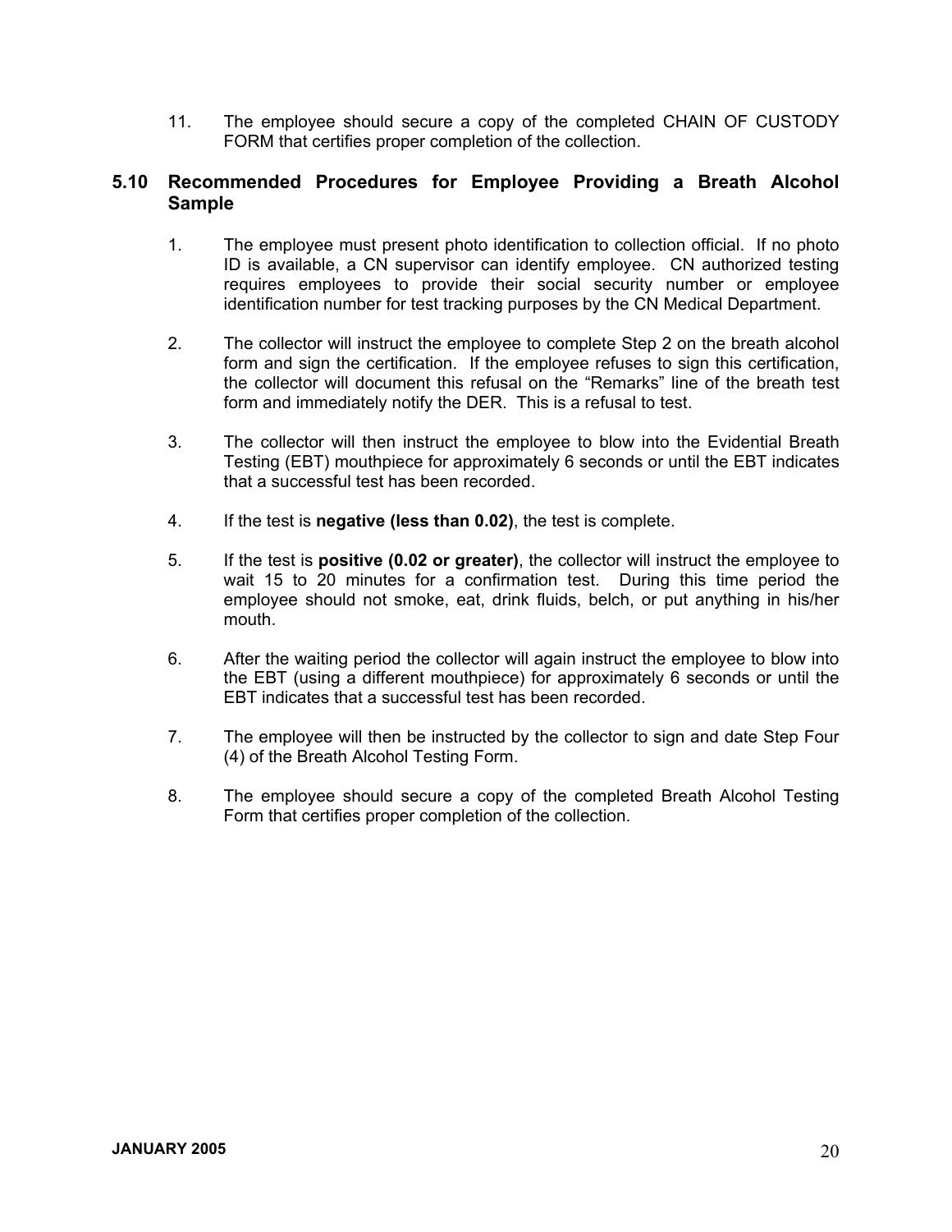11. The employee should secure a copy of the completed CHAIN OF CUSTODY FORM that certifies proper completion of the collection.

## 5.10 Recommended Procedures for Employee Providing a Breath Alcohol Sample

1. The employee must present photo identification to collection official. If no photo ID is available, a CN supervisor can identify employee. CN authorized testing requires employees to provide their social security number or employee identification number for test tracking purposes by the CN Medical Department.

2. The collector will instruct the employee to complete Step 2 on the breath alcohol form and sign the certification. If the employee refuses to sign this certification, the collector will document this refusal on the "Remarks" line of the breath test form and immediately notify the DER. This is a refusal to test.

3. The collector will then instruct the employee to blow into the Evidential Breath Testing (EBT) mouthpiece for approximately 6 seconds or until the EBT indicates that a successful test has been recorded.

4. If the test is **negative (less than 0.02)**, the test is complete.

5. If the test is **positive (0.02 or greater)**, the collector will instruct the employee to wait 15 to 20 minutes for a confirmation test. During this time period the employee should not smoke, eat, drink fluids, belch, or put anything in his/her mouth.

6. After the waiting period the collector will again instruct the employee to blow into the EBT (using a different mouthpiece) for approximately 6 seconds or until the EBT indicates that a successful test has been recorded.

7. The employee will then be instructed by the collector to sign and date Step Four (4) of the Breath Alcohol Testing Form.

8. The employee should secure a copy of the completed Breath Alcohol Testing Form that certifies proper completion of the collection.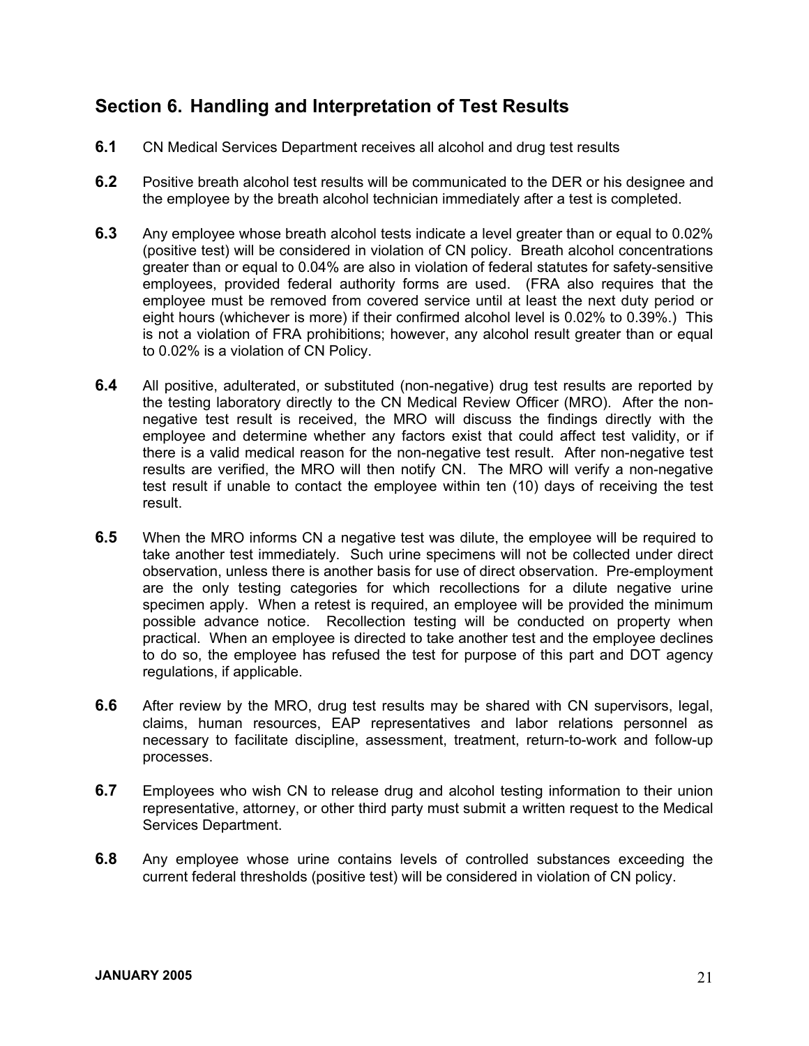## Section 6. Handling and Interpretation of Test Results

**6.1** CN Medical Services Department receives all alcohol and drug test results

**6.2** Positive breath alcohol test results will be communicated to the DER or his designee and the employee by the breath alcohol technician immediately after a test is completed.

**6.3** Any employee whose breath alcohol tests indicate a level greater than or equal to 0.02% (positive test) will be considered in violation of CN policy. Breath alcohol concentrations greater than or equal to 0.04% are also in violation of federal statutes for safety-sensitive employees, provided federal authority forms are used. (FRA also requires that the employee must be removed from covered service until at least the next duty period or eight hours (whichever is more) if their confirmed alcohol level is 0.02% to 0.39%.) This is not a violation of FRA prohibitions; however, any alcohol result greater than or equal to 0.02% is a violation of CN Policy.

**6.4** All positive, adulterated, or substituted (non-negative) drug test results are reported by the testing laboratory directly to the CN Medical Review Officer (MRO). After the non-negative test result is received, the MRO will discuss the findings directly with the employee and determine whether any factors exist that could affect test validity, or if there is a valid medical reason for the non-negative test result. After non-negative test results are verified, the MRO will then notify CN. The MRO will verify a non-negative test result if unable to contact the employee within ten (10) days of receiving the test result.

**6.5** When the MRO informs CN a negative test was dilute, the employee will be required to take another test immediately. Such urine specimens will not be collected under direct observation, unless there is another basis for use of direct observation. Pre-employment are the only testing categories for which recollections for a dilute negative urine specimen apply. When a retest is required, an employee will be provided the minimum possible advance notice. Recollection testing will be conducted on property when practical. When an employee is directed to take another test and the employee declines to do so, the employee has refused the test for purpose of this part and DOT agency regulations, if applicable.

**6.6** After review by the MRO, drug test results may be shared with CN supervisors, legal, claims, human resources, EAP representatives and labor relations personnel as necessary to facilitate discipline, assessment, treatment, return-to-work and follow-up processes.

**6.7** Employees who wish CN to release drug and alcohol testing information to their union representative, attorney, or other third party must submit a written request to the Medical Services Department.

**6.8** Any employee whose urine contains levels of controlled substances exceeding the current federal thresholds (positive test) will be considered in violation of CN policy.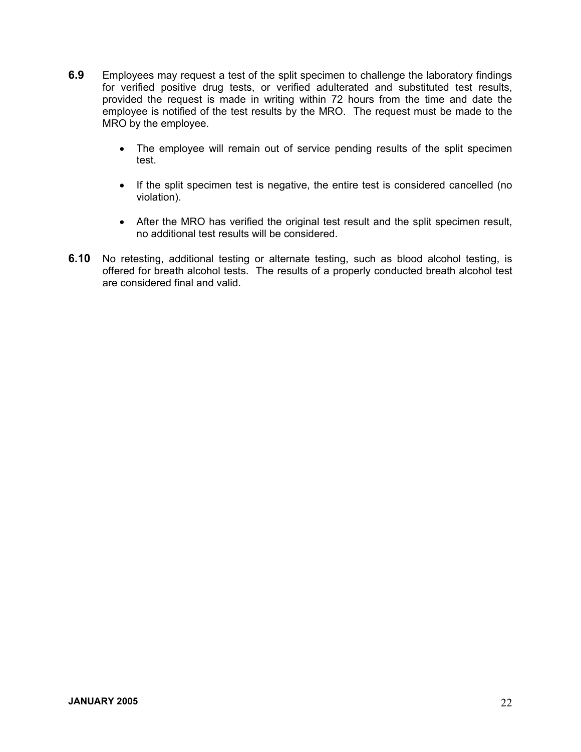**6.9** Employees may request a test of the split specimen to challenge the laboratory findings for verified positive drug tests, or verified adulterated and substituted test results, provided the request is made in writing within 72 hours from the time and date the employee is notified of the test results by the MRO. The request must be made to the MRO by the employee.

- The employee will remain out of service pending results of the split specimen test.
- If the split specimen test is negative, the entire test is considered cancelled (no violation).
- After the MRO has verified the original test result and the split specimen result, no additional test results will be considered.

**6.10** No retesting, additional testing or alternate testing, such as blood alcohol testing, is offered for breath alcohol tests. The results of a properly conducted breath alcohol test are considered final and valid.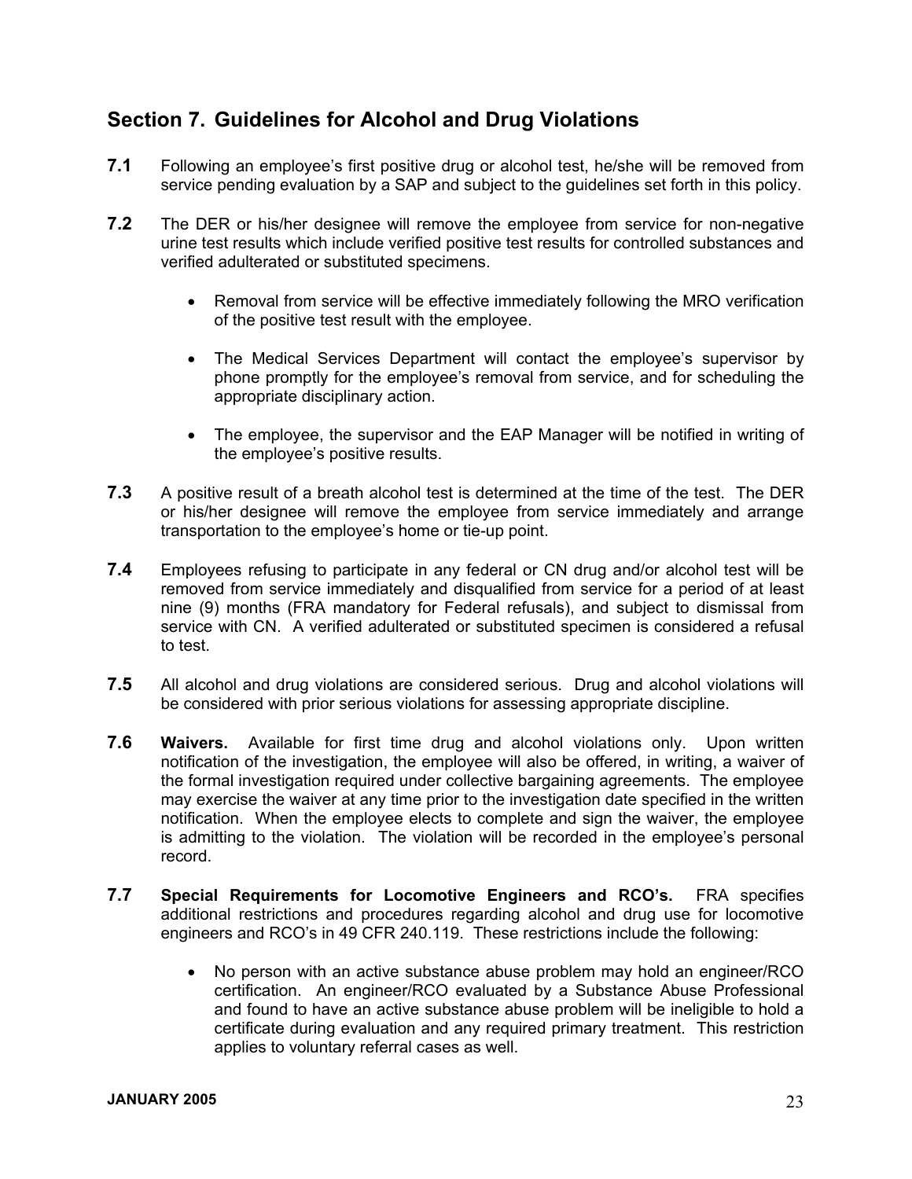## Section 7. Guidelines for Alcohol and Drug Violations

**7.1** Following an employee's first positive drug or alcohol test, he/she will be removed from service pending evaluation by a SAP and subject to the guidelines set forth in this policy.

**7.2** The DER or his/her designee will remove the employee from service for non-negative urine test results which include verified positive test results for controlled substances and verified adulterated or substituted specimens.

- Removal from service will be effective immediately following the MRO verification of the positive test result with the employee.
- The Medical Services Department will contact the employee's supervisor by phone promptly for the employee's removal from service, and for scheduling the appropriate disciplinary action.
- The employee, the supervisor and the EAP Manager will be notified in writing of the employee's positive results.

**7.3** A positive result of a breath alcohol test is determined at the time of the test. The DER or his/her designee will remove the employee from service immediately and arrange transportation to the employee's home or tie-up point.

**7.4** Employees refusing to participate in any federal or CN drug and/or alcohol test will be removed from service immediately and disqualified from service for a period of at least nine (9) months (FRA mandatory for Federal refusals), and subject to dismissal from service with CN. A verified adulterated or substituted specimen is considered a refusal to test.

**7.5** All alcohol and drug violations are considered serious. Drug and alcohol violations will be considered with prior serious violations for assessing appropriate discipline.

**7.6** **Waivers.** Available for first time drug and alcohol violations only. Upon written notification of the investigation, the employee will also be offered, in writing, a waiver of the formal investigation required under collective bargaining agreements. The employee may exercise the waiver at any time prior to the investigation date specified in the written notification. When the employee elects to complete and sign the waiver, the employee is admitting to the violation. The violation will be recorded in the employee's personal record.

**7.7** **Special Requirements for Locomotive Engineers and RCO's.** FRA specifies additional restrictions and procedures regarding alcohol and drug use for locomotive engineers and RCO's in 49 CFR 240.119. These restrictions include the following:

- No person with an active substance abuse problem may hold an engineer/RCO certification. An engineer/RCO evaluated by a Substance Abuse Professional and found to have an active substance abuse problem will be ineligible to hold a certificate during evaluation and any required primary treatment. This restriction applies to voluntary referral cases as well.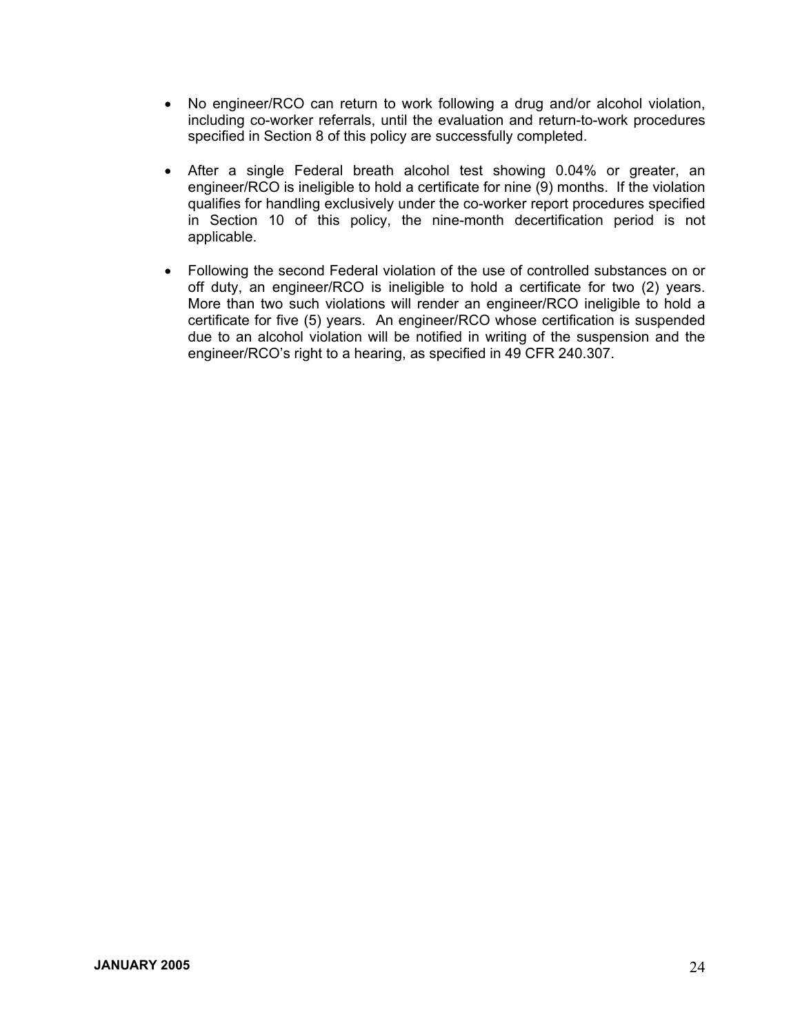- No engineer/RCO can return to work following a drug and/or alcohol violation, including co-worker referrals, until the evaluation and return-to-work procedures specified in Section 8 of this policy are successfully completed.

- After a single Federal breath alcohol test showing 0.04% or greater, an engineer/RCO is ineligible to hold a certificate for nine (9) months. If the violation qualifies for handling exclusively under the co-worker report procedures specified in Section 10 of this policy, the nine-month decertification period is not applicable.

- Following the second Federal violation of the use of controlled substances on or off duty, an engineer/RCO is ineligible to hold a certificate for two (2) years. More than two such violations will render an engineer/RCO ineligible to hold a certificate for five (5) years. An engineer/RCO whose certification is suspended due to an alcohol violation will be notified in writing of the suspension and the engineer/RCO's right to a hearing, as specified in 49 CFR 240.307.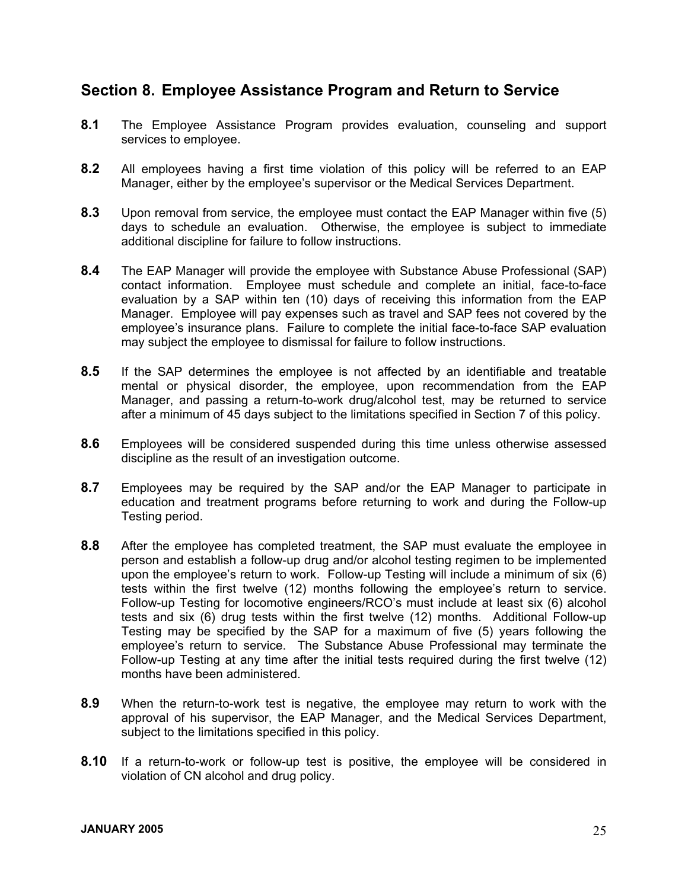## Section 8. Employee Assistance Program and Return to Service

**8.1** The Employee Assistance Program provides evaluation, counseling and support services to employee.

**8.2** All employees having a first time violation of this policy will be referred to an EAP Manager, either by the employee's supervisor or the Medical Services Department.

**8.3** Upon removal from service, the employee must contact the EAP Manager within five (5) days to schedule an evaluation. Otherwise, the employee is subject to immediate additional discipline for failure to follow instructions.

**8.4** The EAP Manager will provide the employee with Substance Abuse Professional (SAP) contact information. Employee must schedule and complete an initial, face-to-face evaluation by a SAP within ten (10) days of receiving this information from the EAP Manager. Employee will pay expenses such as travel and SAP fees not covered by the employee's insurance plans. Failure to complete the initial face-to-face SAP evaluation may subject the employee to dismissal for failure to follow instructions.

**8.5** If the SAP determines the employee is not affected by an identifiable and treatable mental or physical disorder, the employee, upon recommendation from the EAP Manager, and passing a return-to-work drug/alcohol test, may be returned to service after a minimum of 45 days subject to the limitations specified in Section 7 of this policy.

**8.6** Employees will be considered suspended during this time unless otherwise assessed discipline as the result of an investigation outcome.

**8.7** Employees may be required by the SAP and/or the EAP Manager to participate in education and treatment programs before returning to work and during the Follow-up Testing period.

**8.8** After the employee has completed treatment, the SAP must evaluate the employee in person and establish a follow-up drug and/or alcohol testing regimen to be implemented upon the employee's return to work. Follow-up Testing will include a minimum of six (6) tests within the first twelve (12) months following the employee's return to service. Follow-up Testing for locomotive engineers/RCO's must include at least six (6) alcohol tests and six (6) drug tests within the first twelve (12) months. Additional Follow-up Testing may be specified by the SAP for a maximum of five (5) years following the employee's return to service. The Substance Abuse Professional may terminate the Follow-up Testing at any time after the initial tests required during the first twelve (12) months have been administered.

**8.9** When the return-to-work test is negative, the employee may return to work with the approval of his supervisor, the EAP Manager, and the Medical Services Department, subject to the limitations specified in this policy.

**8.10** If a return-to-work or follow-up test is positive, the employee will be considered in violation of CN alcohol and drug policy.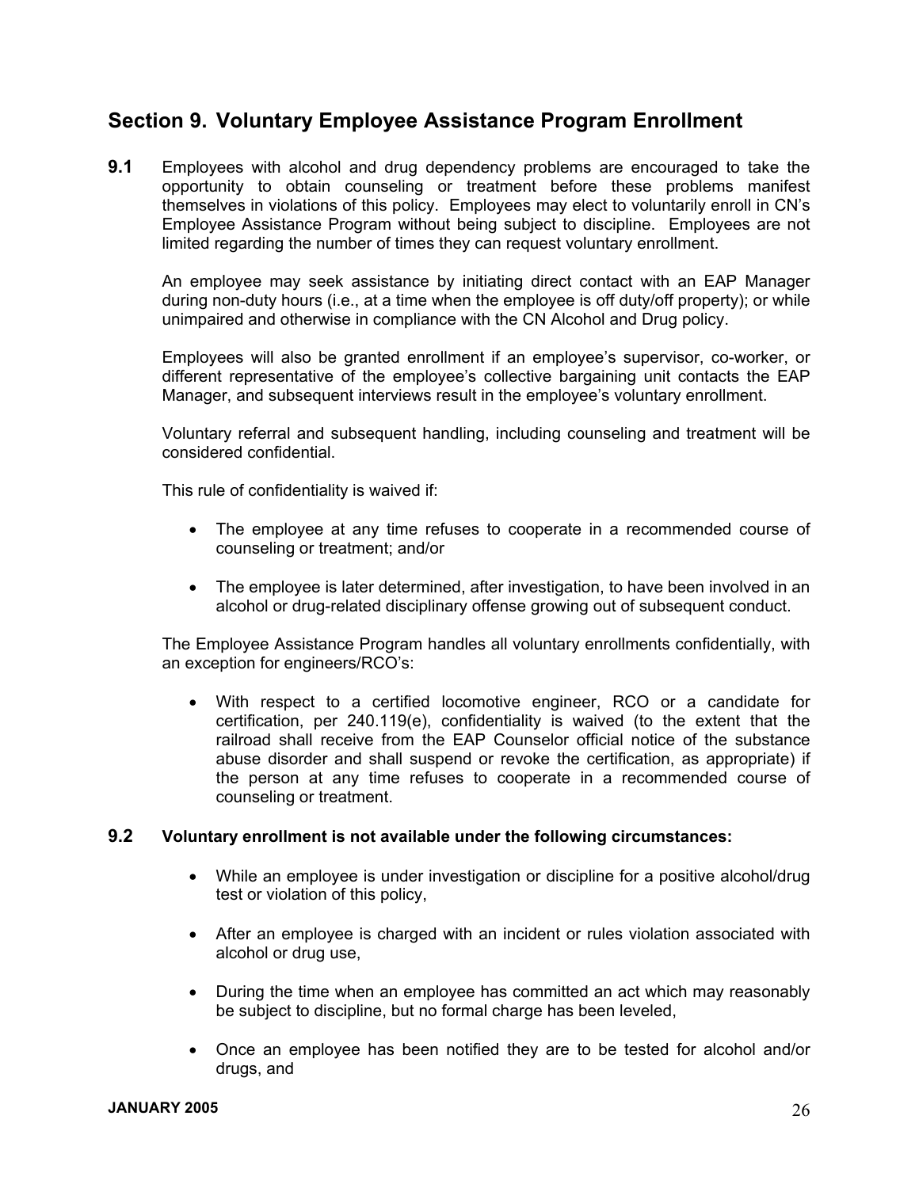## Section 9. Voluntary Employee Assistance Program Enrollment

**9.1** Employees with alcohol and drug dependency problems are encouraged to take the opportunity to obtain counseling or treatment before these problems manifest themselves in violations of this policy. Employees may elect to voluntarily enroll in CN's Employee Assistance Program without being subject to discipline. Employees are not limited regarding the number of times they can request voluntary enrollment.

An employee may seek assistance by initiating direct contact with an EAP Manager during non-duty hours (i.e., at a time when the employee is off duty/off property); or while unimpaired and otherwise in compliance with the CN Alcohol and Drug policy.

Employees will also be granted enrollment if an employee's supervisor, co-worker, or different representative of the employee's collective bargaining unit contacts the EAP Manager, and subsequent interviews result in the employee's voluntary enrollment.

Voluntary referral and subsequent handling, including counseling and treatment will be considered confidential.

This rule of confidentiality is waived if:

- The employee at any time refuses to cooperate in a recommended course of counseling or treatment; and/or
- The employee is later determined, after investigation, to have been involved in an alcohol or drug-related disciplinary offense growing out of subsequent conduct.

The Employee Assistance Program handles all voluntary enrollments confidentially, with an exception for engineers/RCO's:

- With respect to a certified locomotive engineer, RCO or a candidate for certification, per 240.119(e), confidentiality is waived (to the extent that the railroad shall receive from the EAP Counselor official notice of the substance abuse disorder and shall suspend or revoke the certification, as appropriate) if the person at any time refuses to cooperate in a recommended course of counseling or treatment.

**9.2** **Voluntary enrollment is not available under the following circumstances:**

- While an employee is under investigation or discipline for a positive alcohol/drug test or violation of this policy,
- After an employee is charged with an incident or rules violation associated with alcohol or drug use,
- During the time when an employee has committed an act which may reasonably be subject to discipline, but no formal charge has been leveled,
- Once an employee has been notified they are to be tested for alcohol and/or drugs, and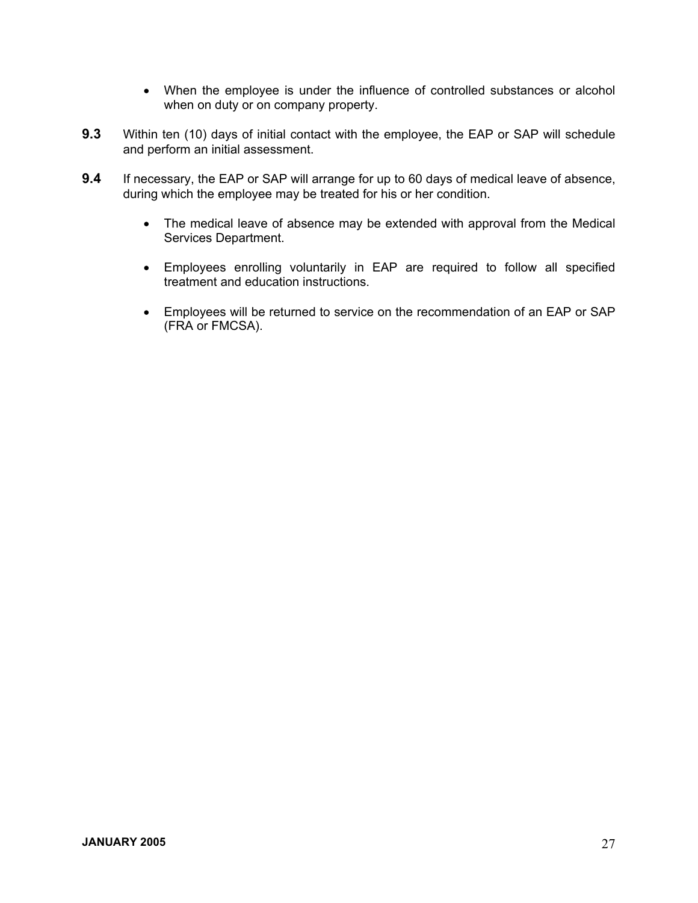- When the employee is under the influence of controlled substances or alcohol when on duty or on company property.

**9.3** Within ten (10) days of initial contact with the employee, the EAP or SAP will schedule and perform an initial assessment.

**9.4** If necessary, the EAP or SAP will arrange for up to 60 days of medical leave of absence, during which the employee may be treated for his or her condition.

- The medical leave of absence may be extended with approval from the Medical Services Department.

- Employees enrolling voluntarily in EAP are required to follow all specified treatment and education instructions.

- Employees will be returned to service on the recommendation of an EAP or SAP (FRA or FMCSA).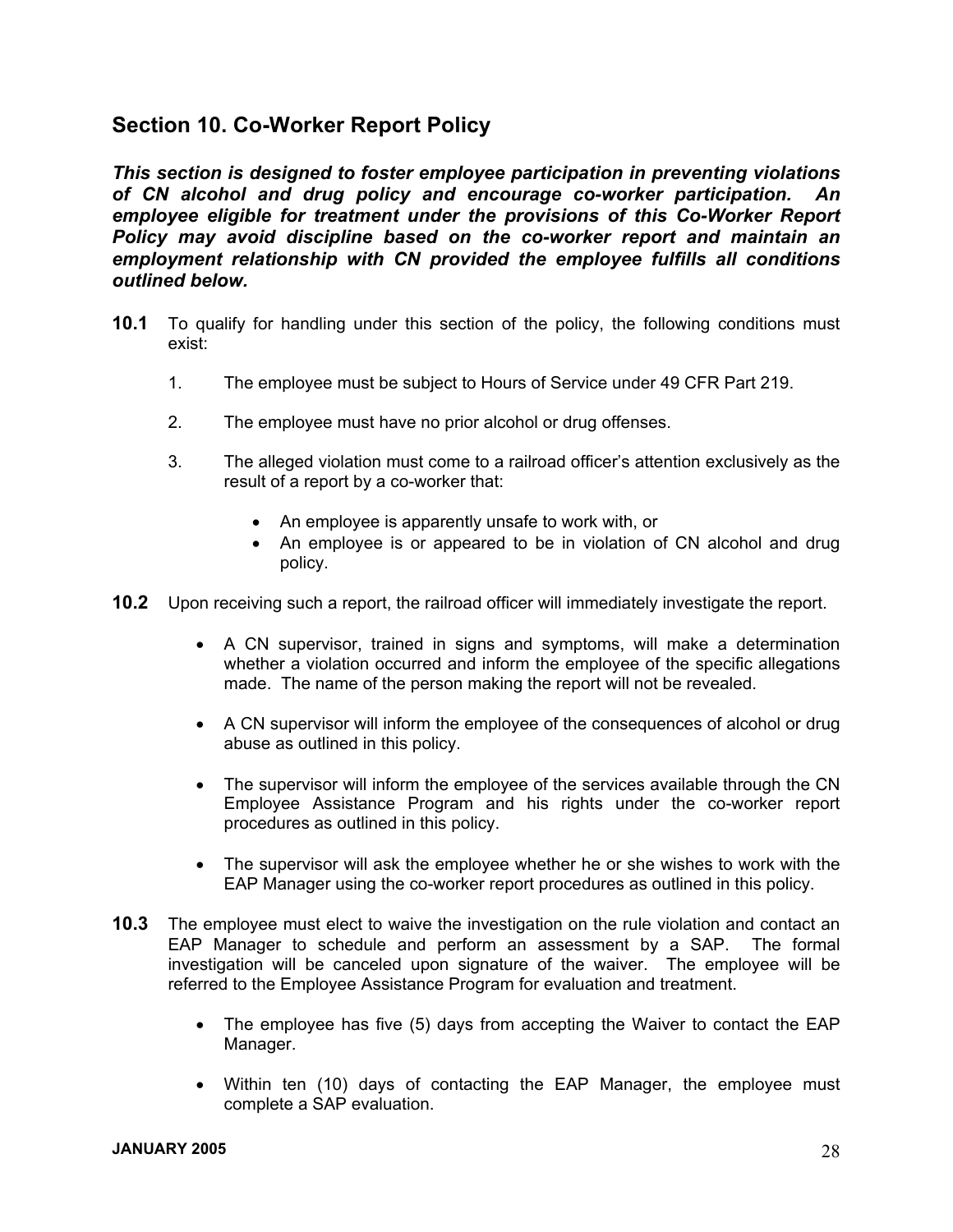## Section 10. Co-Worker Report Policy

***This section is designed to foster employee participation in preventing violations of CN alcohol and drug policy and encourage co-worker participation. An employee eligible for treatment under the provisions of this Co-Worker Report Policy may avoid discipline based on the co-worker report and maintain an employment relationship with CN provided the employee fulfills all conditions outlined below.***

**10.1** To qualify for handling under this section of the policy, the following conditions must exist:

1. The employee must be subject to Hours of Service under 49 CFR Part 219.
2. The employee must have no prior alcohol or drug offenses.
3. The alleged violation must come to a railroad officer's attention exclusively as the result of a report by a co-worker that:
   - An employee is apparently unsafe to work with, or
   - An employee is or appeared to be in violation of CN alcohol and drug policy.

**10.2** Upon receiving such a report, the railroad officer will immediately investigate the report.

- A CN supervisor, trained in signs and symptoms, will make a determination whether a violation occurred and inform the employee of the specific allegations made. The name of the person making the report will not be revealed.
- A CN supervisor will inform the employee of the consequences of alcohol or drug abuse as outlined in this policy.
- The supervisor will inform the employee of the services available through the CN Employee Assistance Program and his rights under the co-worker report procedures as outlined in this policy.
- The supervisor will ask the employee whether he or she wishes to work with the EAP Manager using the co-worker report procedures as outlined in this policy.

**10.3** The employee must elect to waive the investigation on the rule violation and contact an EAP Manager to schedule and perform an assessment by a SAP. The formal investigation will be canceled upon signature of the waiver. The employee will be referred to the Employee Assistance Program for evaluation and treatment.

- The employee has five (5) days from accepting the Waiver to contact the EAP Manager.
- Within ten (10) days of contacting the EAP Manager, the employee must complete a SAP evaluation.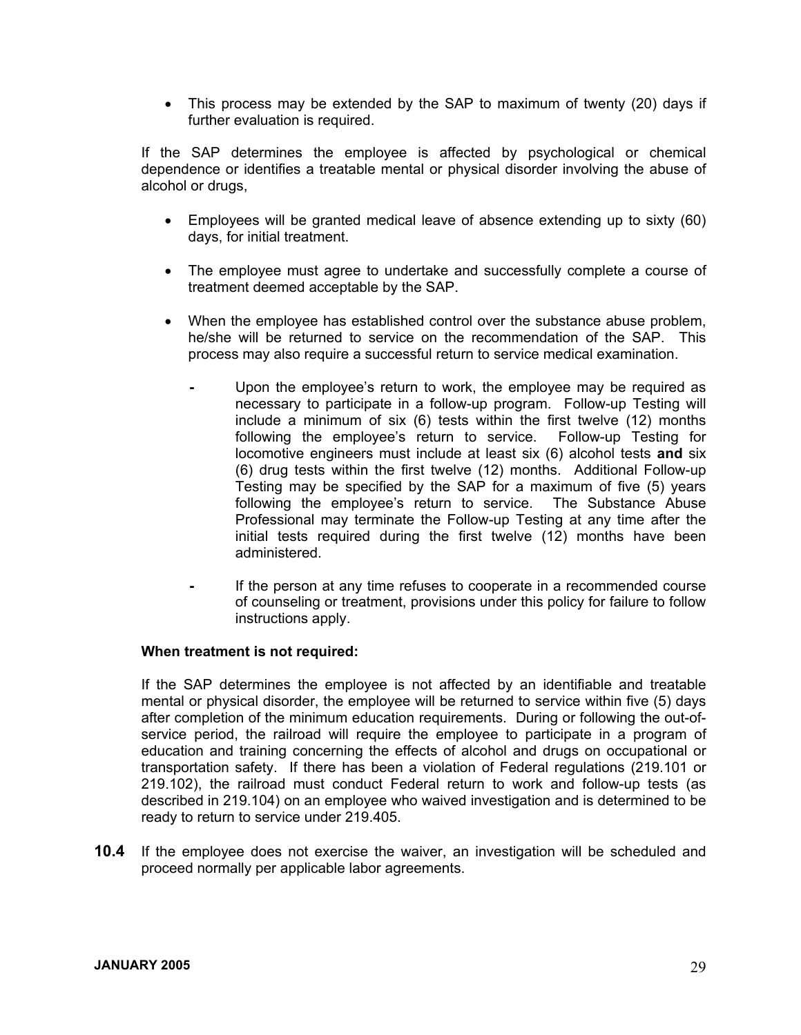- This process may be extended by the SAP to maximum of twenty (20) days if further evaluation is required.

If the SAP determines the employee is affected by psychological or chemical dependence or identifies a treatable mental or physical disorder involving the abuse of alcohol or drugs,

- Employees will be granted medical leave of absence extending up to sixty (60) days, for initial treatment.
- The employee must agree to undertake and successfully complete a course of treatment deemed acceptable by the SAP.
- When the employee has established control over the substance abuse problem, he/she will be returned to service on the recommendation of the SAP. This process may also require a successful return to service medical examination.
  - Upon the employee's return to work, the employee may be required as necessary to participate in a follow-up program. Follow-up Testing will include a minimum of six (6) tests within the first twelve (12) months following the employee's return to service. Follow-up Testing for locomotive engineers must include at least six (6) alcohol tests **and** six (6) drug tests within the first twelve (12) months. Additional Follow-up Testing may be specified by the SAP for a maximum of five (5) years following the employee's return to service. The Substance Abuse Professional may terminate the Follow-up Testing at any time after the initial tests required during the first twelve (12) months have been administered.
  - If the person at any time refuses to cooperate in a recommended course of counseling or treatment, provisions under this policy for failure to follow instructions apply.

**When treatment is not required:**

If the SAP determines the employee is not affected by an identifiable and treatable mental or physical disorder, the employee will be returned to service within five (5) days after completion of the minimum education requirements. During or following the out-of-service period, the railroad will require the employee to participate in a program of education and training concerning the effects of alcohol and drugs on occupational or transportation safety. If there has been a violation of Federal regulations (219.101 or 219.102), the railroad must conduct Federal return to work and follow-up tests (as described in 219.104) on an employee who waived investigation and is determined to be ready to return to service under 219.405.

**10.4** If the employee does not exercise the waiver, an investigation will be scheduled and proceed normally per applicable labor agreements.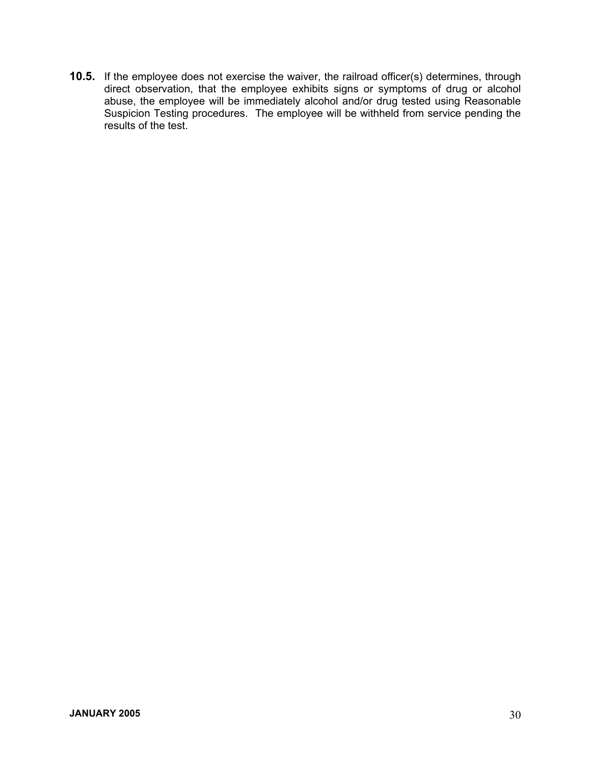**10.5.** If the employee does not exercise the waiver, the railroad officer(s) determines, through direct observation, that the employee exhibits signs or symptoms of drug or alcohol abuse, the employee will be immediately alcohol and/or drug tested using Reasonable Suspicion Testing procedures. The employee will be withheld from service pending the results of the test.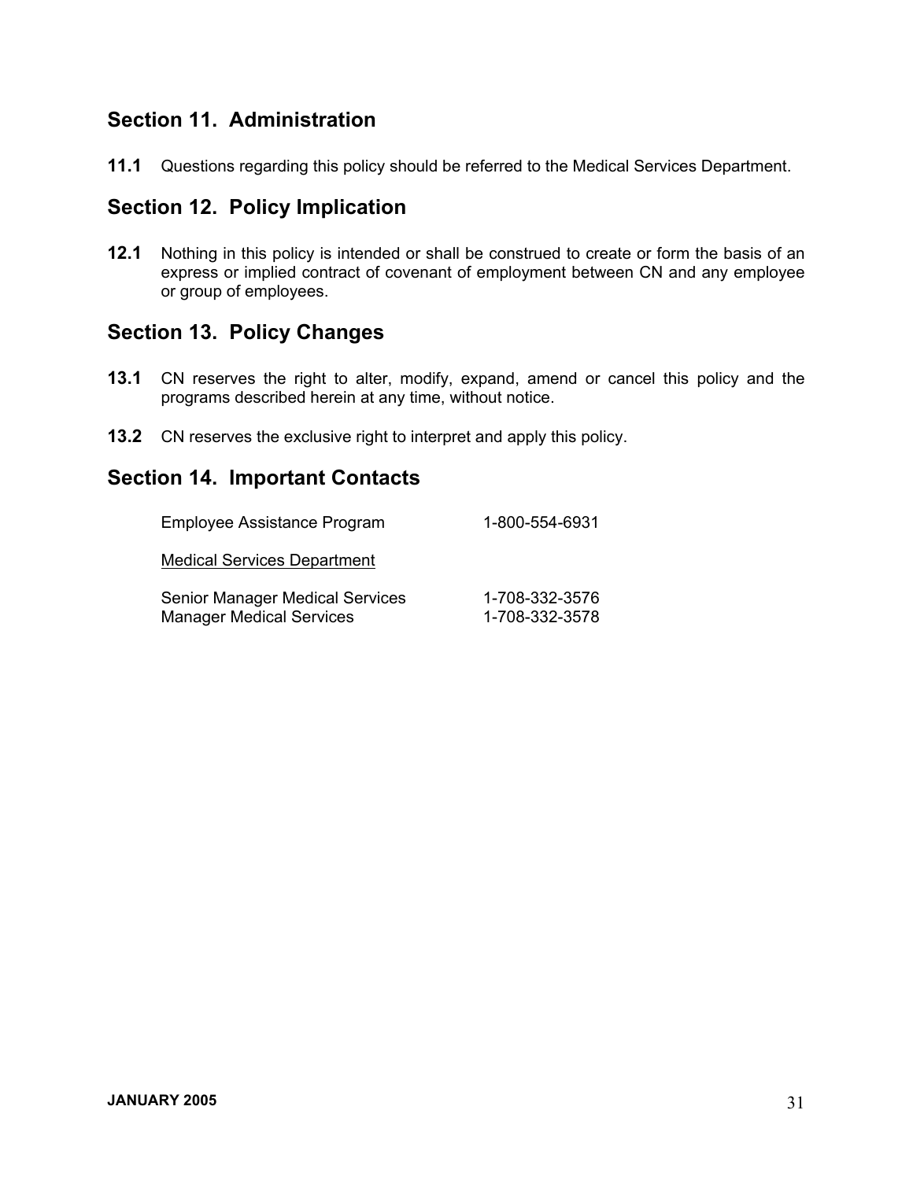## Section 11. Administration

**11.1** Questions regarding this policy should be referred to the Medical Services Department.

## Section 12. Policy Implication

**12.1** Nothing in this policy is intended or shall be construed to create or form the basis of an express or implied contract of covenant of employment between CN and any employee or group of employees.

## Section 13. Policy Changes

**13.1** CN reserves the right to alter, modify, expand, amend or cancel this policy and the programs described herein at any time, without notice.

**13.2** CN reserves the exclusive right to interpret and apply this policy.

## Section 14. Important Contacts

Employee Assistance Program 1-800-554-6931

Medical Services Department

Senior Manager Medical Services 1-708-332-3576
Manager Medical Services 1-708-332-3578